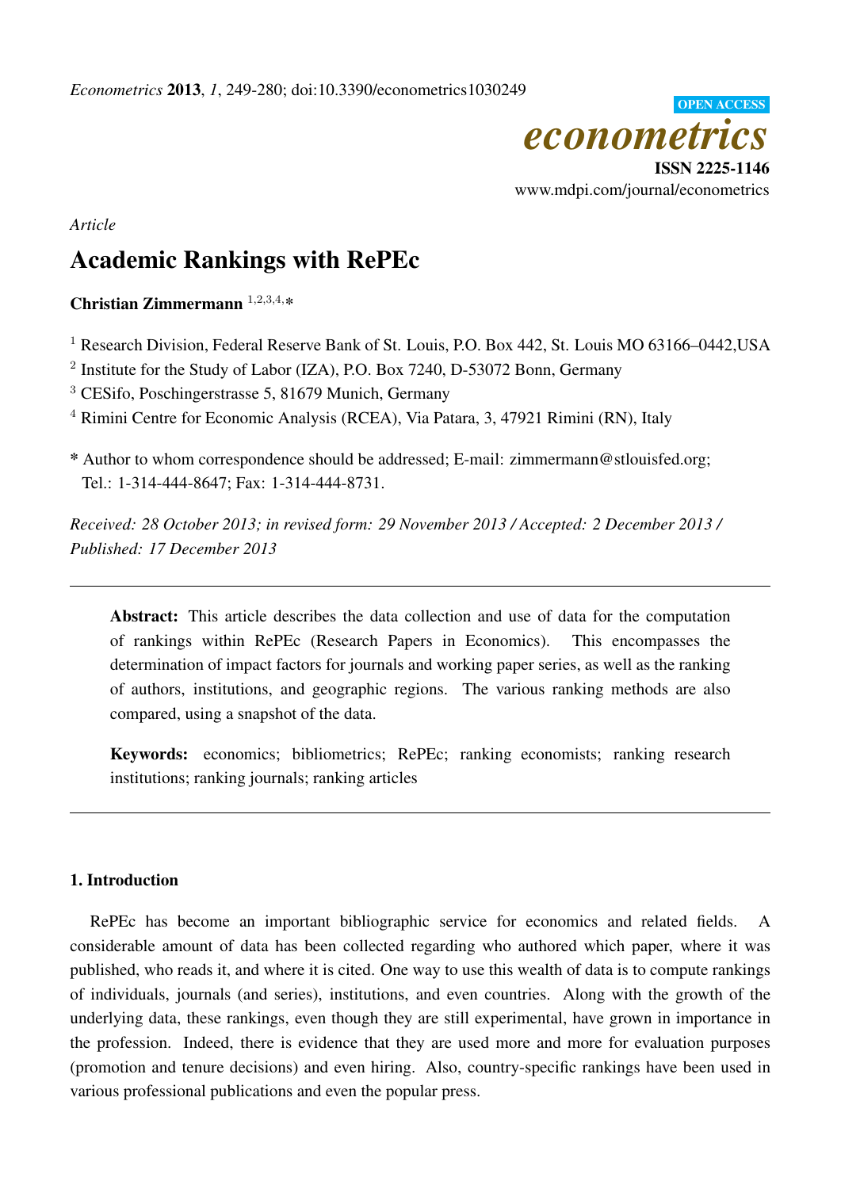*Article*

# Academic Rankings with RePEc

**Christian Zimmermann** [1,2,3,4,*]

[1] Research Division, Federal Reserve Bank of St. Louis, P.O. Box 442, St. Louis MO 63166–0442,USA

[2] Institute for the Study of Labor (IZA), P.O. Box 7240, D-53072 Bonn, Germany

[3] CESifo, Poschingerstrasse 5, 81679 Munich, Germany

[4] Rimini Centre for Economic Analysis (RCEA), Via Patara, 3, 47921 Rimini (RN), Italy

\* Author to whom correspondence should be addressed; E-mail: zimmermann@stlouisfed.org; Tel.: 1-314-444-8647; Fax: 1-314-444-8731.

*Received: 28 October 2013; in revised form: 29 November 2013 / Accepted: 2 December 2013 / Published: 17 December 2013*

---

**Abstract:** This article describes the data collection and use of data for the computation of rankings within RePEc (Research Papers in Economics). This encompasses the determination of impact factors for journals and working paper series, as well as the ranking of authors, institutions, and geographic regions. The various ranking methods are also compared, using a snapshot of the data.

**Keywords:** economics; bibliometrics; RePEc; ranking economists; ranking research institutions; ranking journals; ranking articles

---

## 1. Introduction

RePEc has become an important bibliographic service for economics and related fields. A considerable amount of data has been collected regarding who authored which paper, where it was published, who reads it, and where it is cited. One way to use this wealth of data is to compute rankings of individuals, journals (and series), institutions, and even countries. Along with the growth of the underlying data, these rankings, even though they are still experimental, have grown in importance in the profession. Indeed, there is evidence that they are used more and more for evaluation purposes (promotion and tenure decisions) and even hiring. Also, country-specific rankings have been used in various professional publications and even the popular press.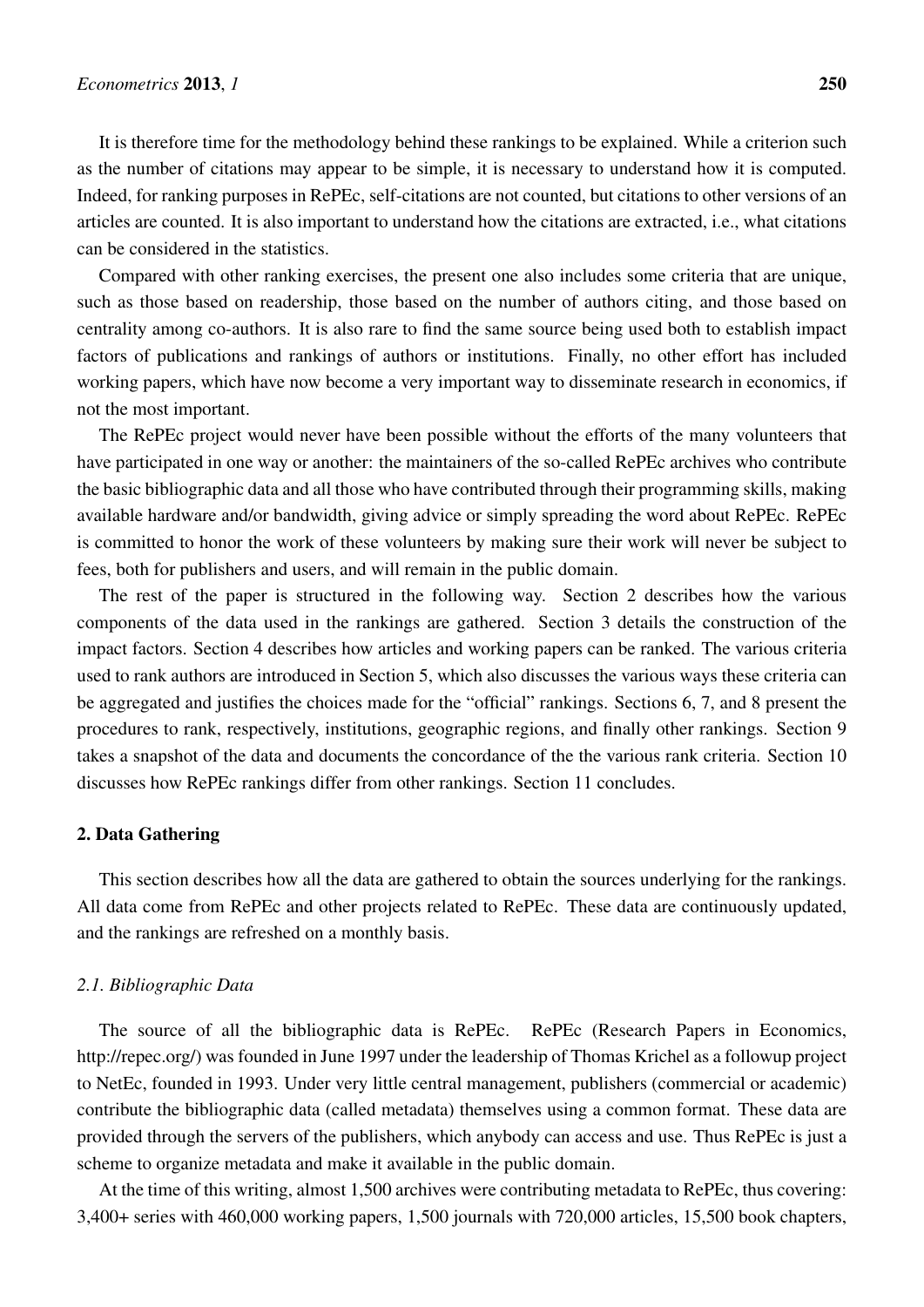It is therefore time for the methodology behind these rankings to be explained. While a criterion such as the number of citations may appear to be simple, it is necessary to understand how it is computed. Indeed, for ranking purposes in RePEc, self-citations are not counted, but citations to other versions of an articles are counted. It is also important to understand how the citations are extracted, i.e., what citations can be considered in the statistics.

Compared with other ranking exercises, the present one also includes some criteria that are unique, such as those based on readership, those based on the number of authors citing, and those based on centrality among co-authors. It is also rare to find the same source being used both to establish impact factors of publications and rankings of authors or institutions. Finally, no other effort has included working papers, which have now become a very important way to disseminate research in economics, if not the most important.

The RePEc project would never have been possible without the efforts of the many volunteers that have participated in one way or another: the maintainers of the so-called RePEc archives who contribute the basic bibliographic data and all those who have contributed through their programming skills, making available hardware and/or bandwidth, giving advice or simply spreading the word about RePEc. RePEc is committed to honor the work of these volunteers by making sure their work will never be subject to fees, both for publishers and users, and will remain in the public domain.

The rest of the paper is structured in the following way. Section 2 describes how the various components of the data used in the rankings are gathered. Section 3 details the construction of the impact factors. Section 4 describes how articles and working papers can be ranked. The various criteria used to rank authors are introduced in Section 5, which also discusses the various ways these criteria can be aggregated and justifies the choices made for the "official" rankings. Sections 6, 7, and 8 present the procedures to rank, respectively, institutions, geographic regions, and finally other rankings. Section 9 takes a snapshot of the data and documents the concordance of the the various rank criteria. Section 10 discusses how RePEc rankings differ from other rankings. Section 11 concludes.

## 2. Data Gathering

This section describes how all the data are gathered to obtain the sources underlying for the rankings. All data come from RePEc and other projects related to RePEc. These data are continuously updated, and the rankings are refreshed on a monthly basis.

### *2.1. Bibliographic Data*

The source of all the bibliographic data is RePEc. RePEc (Research Papers in Economics, http://repec.org/) was founded in June 1997 under the leadership of Thomas Krichel as a followup project to NetEc, founded in 1993. Under very little central management, publishers (commercial or academic) contribute the bibliographic data (called metadata) themselves using a common format. These data are provided through the servers of the publishers, which anybody can access and use. Thus RePEc is just a scheme to organize metadata and make it available in the public domain.

At the time of this writing, almost 1,500 archives were contributing metadata to RePEc, thus covering: 3,400+ series with 460,000 working papers, 1,500 journals with 720,000 articles, 15,500 book chapters,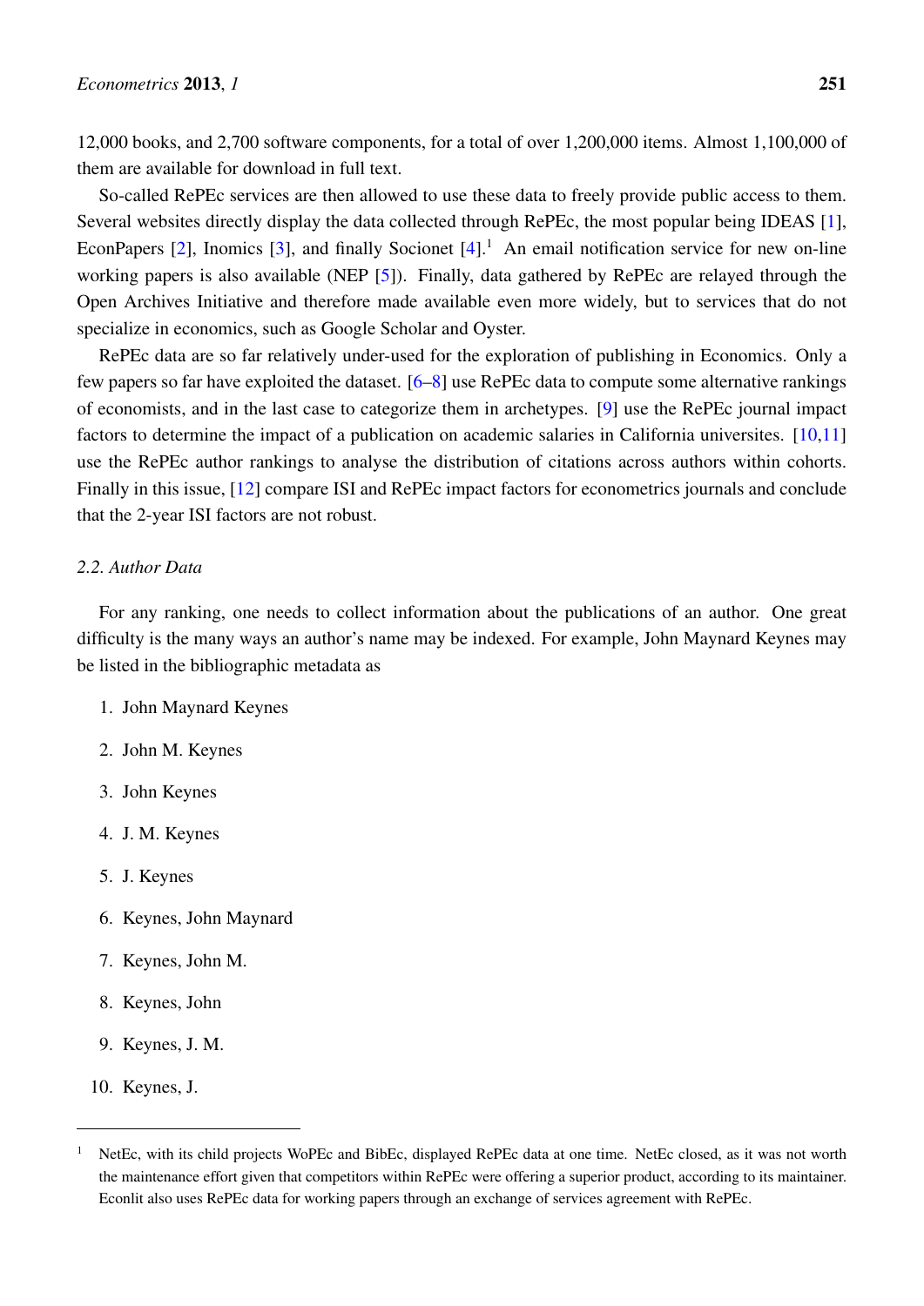12,000 books, and 2,700 software components, for a total of over 1,200,000 items. Almost 1,100,000 of them are available for download in full text.

So-called RePEc services are then allowed to use these data to freely provide public access to them. Several websites directly display the data collected through RePEc, the most popular being IDEAS [1], EconPapers [2], Inomics [3], and finally Socionet [4].[1] An email notification service for new on-line working papers is also available (NEP [5]). Finally, data gathered by RePEc are relayed through the Open Archives Initiative and therefore made available even more widely, but to services that do not specialize in economics, such as Google Scholar and Oyster.

RePEc data are so far relatively under-used for the exploration of publishing in Economics. Only a few papers so far have exploited the dataset. [6–8] use RePEc data to compute some alternative rankings of economists, and in the last case to categorize them in archetypes. [9] use the RePEc journal impact factors to determine the impact of a publication on academic salaries in California universites. [10,11] use the RePEc author rankings to analyse the distribution of citations across authors within cohorts. Finally in this issue, [12] compare ISI and RePEc impact factors for econometrics journals and conclude that the 2-year ISI factors are not robust.

### 2.2. Author Data

For any ranking, one needs to collect information about the publications of an author. One great difficulty is the many ways an author's name may be indexed. For example, John Maynard Keynes may be listed in the bibliographic metadata as

1. John Maynard Keynes
2. John M. Keynes
3. John Keynes
4. J. M. Keynes
5. J. Keynes
6. Keynes, John Maynard
7. Keynes, John M.
8. Keynes, John
9. Keynes, J. M.
10. Keynes, J.

---

[1] NetEc, with its child projects WoPEc and BibEc, displayed RePEc data at one time. NetEc closed, as it was not worth the maintenance effort given that competitors within RePEc were offering a superior product, according to its maintainer. Econlit also uses RePEc data for working papers through an exchange of services agreement with RePEc.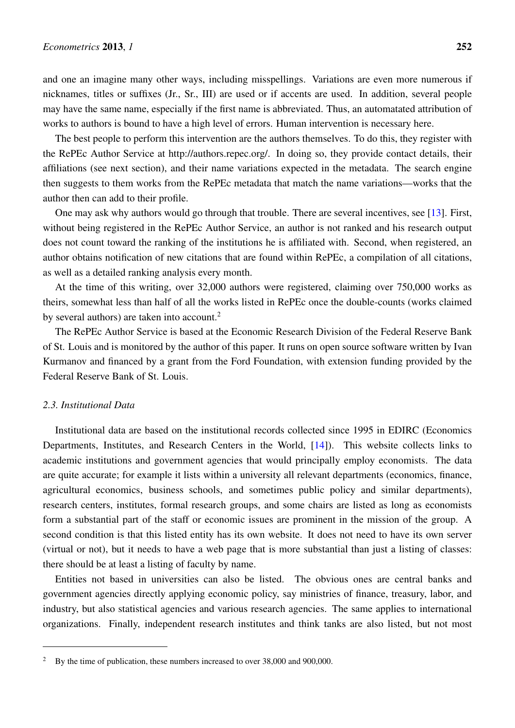and one an imagine many other ways, including misspellings. Variations are even more numerous if nicknames, titles or suffixes (Jr., Sr., III) are used or if accents are used. In addition, several people may have the same name, especially if the first name is abbreviated. Thus, an automatated attribution of works to authors is bound to have a high level of errors. Human intervention is necessary here.

The best people to perform this intervention are the authors themselves. To do this, they register with the RePEc Author Service at http://authors.repec.org/. In doing so, they provide contact details, their affiliations (see next section), and their name variations expected in the metadata. The search engine then suggests to them works from the RePEc metadata that match the name variations—works that the author then can add to their profile.

One may ask why authors would go through that trouble. There are several incentives, see [13]. First, without being registered in the RePEc Author Service, an author is not ranked and his research output does not count toward the ranking of the institutions he is affiliated with. Second, when registered, an author obtains notification of new citations that are found within RePEc, a compilation of all citations, as well as a detailed ranking analysis every month.

At the time of this writing, over 32,000 authors were registered, claiming over 750,000 works as theirs, somewhat less than half of all the works listed in RePEc once the double-counts (works claimed by several authors) are taken into account.[2]

The RePEc Author Service is based at the Economic Research Division of the Federal Reserve Bank of St. Louis and is monitored by the author of this paper. It runs on open source software written by Ivan Kurmanov and financed by a grant from the Ford Foundation, with extension funding provided by the Federal Reserve Bank of St. Louis.

### *2.3. Institutional Data*

Institutional data are based on the institutional records collected since 1995 in EDIRC (Economics Departments, Institutes, and Research Centers in the World, [14]). This website collects links to academic institutions and government agencies that would principally employ economists. The data are quite accurate; for example it lists within a university all relevant departments (economics, finance, agricultural economics, business schools, and sometimes public policy and similar departments), research centers, institutes, formal research groups, and some chairs are listed as long as economists form a substantial part of the staff or economic issues are prominent in the mission of the group. A second condition is that this listed entity has its own website. It does not need to have its own server (virtual or not), but it needs to have a web page that is more substantial than just a listing of classes: there should be at least a listing of faculty by name.

Entities not based in universities can also be listed. The obvious ones are central banks and government agencies directly applying economic policy, say ministries of finance, treasury, labor, and industry, but also statistical agencies and various research agencies. The same applies to international organizations. Finally, independent research institutes and think tanks are also listed, but not most

---

[2] By the time of publication, these numbers increased to over 38,000 and 900,000.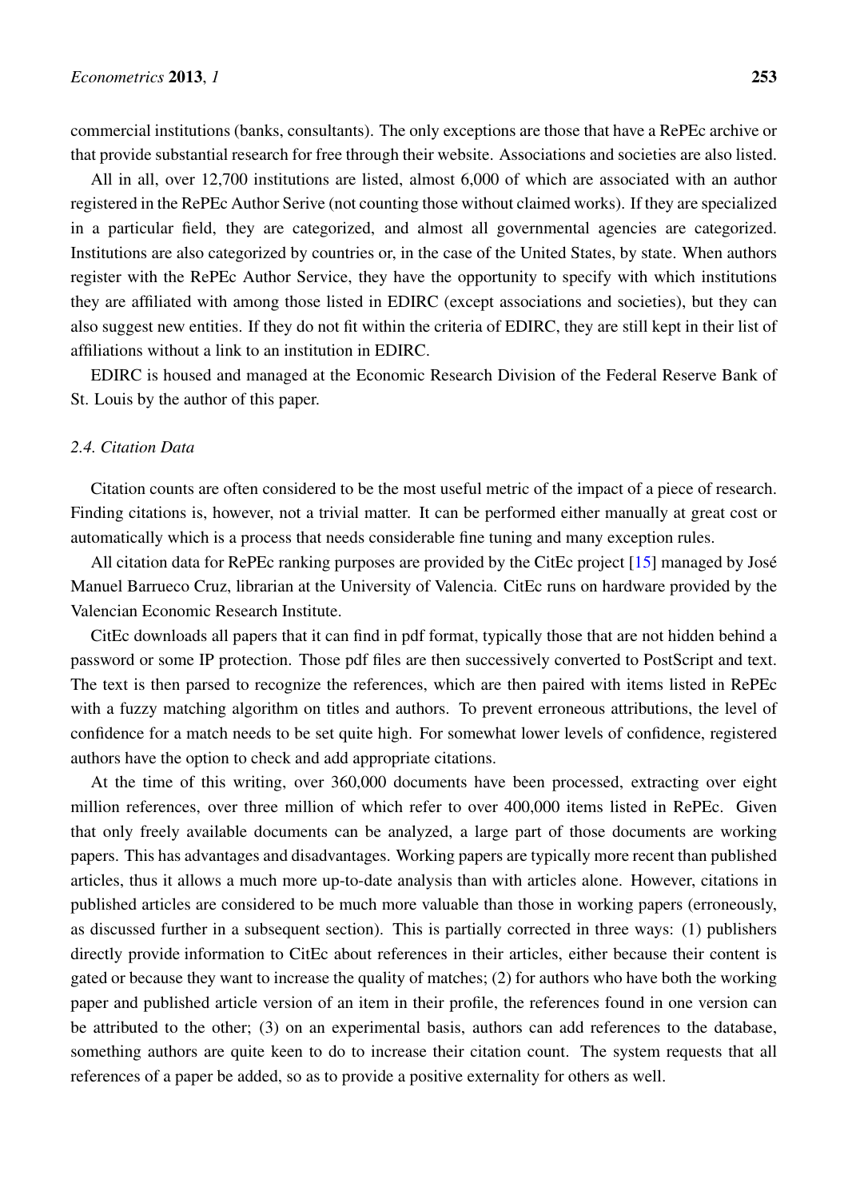commercial institutions (banks, consultants). The only exceptions are those that have a RePEc archive or that provide substantial research for free through their website. Associations and societies are also listed.

All in all, over 12,700 institutions are listed, almost 6,000 of which are associated with an author registered in the RePEc Author Serive (not counting those without claimed works). If they are specialized in a particular field, they are categorized, and almost all governmental agencies are categorized. Institutions are also categorized by countries or, in the case of the United States, by state. When authors register with the RePEc Author Service, they have the opportunity to specify with which institutions they are affiliated with among those listed in EDIRC (except associations and societies), but they can also suggest new entities. If they do not fit within the criteria of EDIRC, they are still kept in their list of affiliations without a link to an institution in EDIRC.

EDIRC is housed and managed at the Economic Research Division of the Federal Reserve Bank of St. Louis by the author of this paper.

### *2.4. Citation Data*

Citation counts are often considered to be the most useful metric of the impact of a piece of research. Finding citations is, however, not a trivial matter. It can be performed either manually at great cost or automatically which is a process that needs considerable fine tuning and many exception rules.

All citation data for RePEc ranking purposes are provided by the CitEc project [15] managed by José Manuel Barrueco Cruz, librarian at the University of Valencia. CitEc runs on hardware provided by the Valencian Economic Research Institute.

CitEc downloads all papers that it can find in pdf format, typically those that are not hidden behind a password or some IP protection. Those pdf files are then successively converted to PostScript and text. The text is then parsed to recognize the references, which are then paired with items listed in RePEc with a fuzzy matching algorithm on titles and authors. To prevent erroneous attributions, the level of confidence for a match needs to be set quite high. For somewhat lower levels of confidence, registered authors have the option to check and add appropriate citations.

At the time of this writing, over 360,000 documents have been processed, extracting over eight million references, over three million of which refer to over 400,000 items listed in RePEc. Given that only freely available documents can be analyzed, a large part of those documents are working papers. This has advantages and disadvantages. Working papers are typically more recent than published articles, thus it allows a much more up-to-date analysis than with articles alone. However, citations in published articles are considered to be much more valuable than those in working papers (erroneously, as discussed further in a subsequent section). This is partially corrected in three ways: (1) publishers directly provide information to CitEc about references in their articles, either because their content is gated or because they want to increase the quality of matches; (2) for authors who have both the working paper and published article version of an item in their profile, the references found in one version can be attributed to the other; (3) on an experimental basis, authors can add references to the database, something authors are quite keen to do to increase their citation count. The system requests that all references of a paper be added, so as to provide a positive externality for others as well.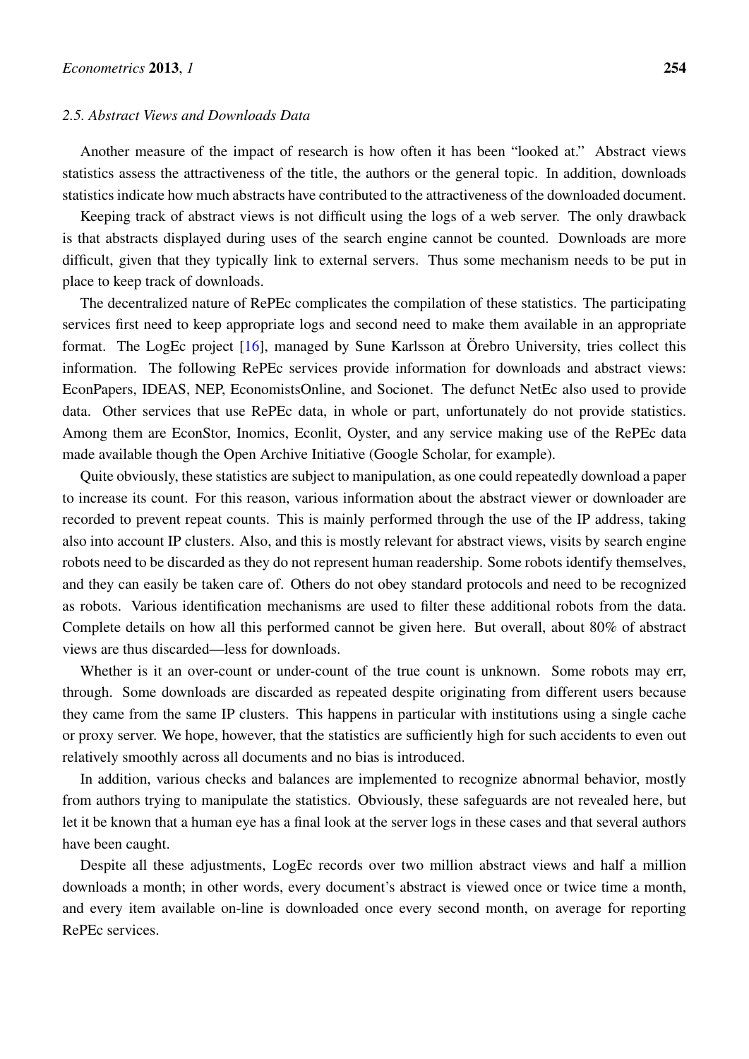### 2.5. Abstract Views and Downloads Data

Another measure of the impact of research is how often it has been "looked at." Abstract views statistics assess the attractiveness of the title, the authors or the general topic. In addition, downloads statistics indicate how much abstracts have contributed to the attractiveness of the downloaded document.

Keeping track of abstract views is not difficult using the logs of a web server. The only drawback is that abstracts displayed during uses of the search engine cannot be counted. Downloads are more difficult, given that they typically link to external servers. Thus some mechanism needs to be put in place to keep track of downloads.

The decentralized nature of RePEc complicates the compilation of these statistics. The participating services first need to keep appropriate logs and second need to make them available in an appropriate format. The LogEc project [16], managed by Sune Karlsson at Örebro University, tries collect this information. The following RePEc services provide information for downloads and abstract views: EconPapers, IDEAS, NEP, EconomistsOnline, and Socionet. The defunct NetEc also used to provide data. Other services that use RePEc data, in whole or part, unfortunately do not provide statistics. Among them are EconStor, Inomics, Econlit, Oyster, and any service making use of the RePEc data made available though the Open Archive Initiative (Google Scholar, for example).

Quite obviously, these statistics are subject to manipulation, as one could repeatedly download a paper to increase its count. For this reason, various information about the abstract viewer or downloader are recorded to prevent repeat counts. This is mainly performed through the use of the IP address, taking also into account IP clusters. Also, and this is mostly relevant for abstract views, visits by search engine robots need to be discarded as they do not represent human readership. Some robots identify themselves, and they can easily be taken care of. Others do not obey standard protocols and need to be recognized as robots. Various identification mechanisms are used to filter these additional robots from the data. Complete details on how all this performed cannot be given here. But overall, about 80% of abstract views are thus discarded—less for downloads.

Whether is it an over-count or under-count of the true count is unknown. Some robots may err, through. Some downloads are discarded as repeated despite originating from different users because they came from the same IP clusters. This happens in particular with institutions using a single cache or proxy server. We hope, however, that the statistics are sufficiently high for such accidents to even out relatively smoothly across all documents and no bias is introduced.

In addition, various checks and balances are implemented to recognize abnormal behavior, mostly from authors trying to manipulate the statistics. Obviously, these safeguards are not revealed here, but let it be known that a human eye has a final look at the server logs in these cases and that several authors have been caught.

Despite all these adjustments, LogEc records over two million abstract views and half a million downloads a month; in other words, every document's abstract is viewed once or twice time a month, and every item available on-line is downloaded once every second month, on average for reporting RePEc services.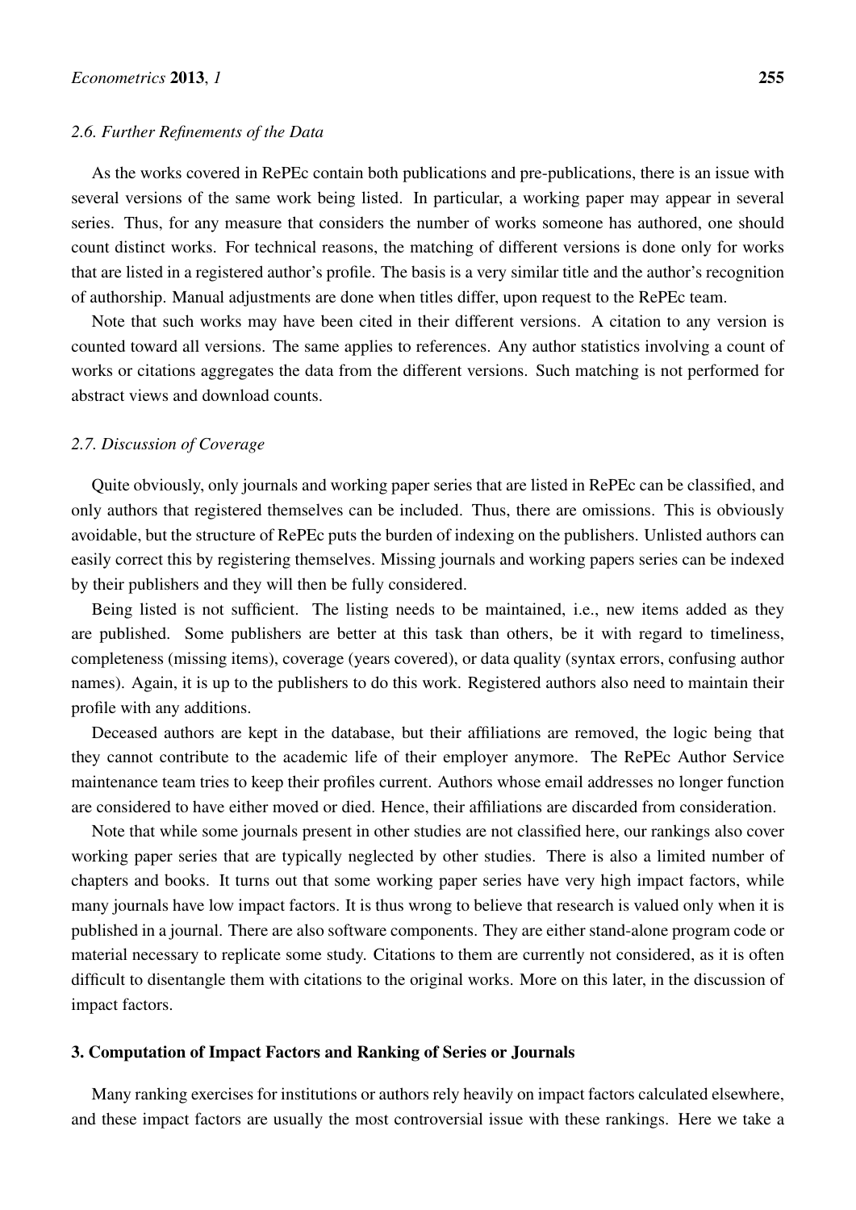### 2.6. Further Refinements of the Data

As the works covered in RePEc contain both publications and pre-publications, there is an issue with several versions of the same work being listed. In particular, a working paper may appear in several series. Thus, for any measure that considers the number of works someone has authored, one should count distinct works. For technical reasons, the matching of different versions is done only for works that are listed in a registered author's profile. The basis is a very similar title and the author's recognition of authorship. Manual adjustments are done when titles differ, upon request to the RePEc team.

Note that such works may have been cited in their different versions. A citation to any version is counted toward all versions. The same applies to references. Any author statistics involving a count of works or citations aggregates the data from the different versions. Such matching is not performed for abstract views and download counts.

### 2.7. Discussion of Coverage

Quite obviously, only journals and working paper series that are listed in RePEc can be classified, and only authors that registered themselves can be included. Thus, there are omissions. This is obviously avoidable, but the structure of RePEc puts the burden of indexing on the publishers. Unlisted authors can easily correct this by registering themselves. Missing journals and working papers series can be indexed by their publishers and they will then be fully considered.

Being listed is not sufficient. The listing needs to be maintained, i.e., new items added as they are published. Some publishers are better at this task than others, be it with regard to timeliness, completeness (missing items), coverage (years covered), or data quality (syntax errors, confusing author names). Again, it is up to the publishers to do this work. Registered authors also need to maintain their profile with any additions.

Deceased authors are kept in the database, but their affiliations are removed, the logic being that they cannot contribute to the academic life of their employer anymore. The RePEc Author Service maintenance team tries to keep their profiles current. Authors whose email addresses no longer function are considered to have either moved or died. Hence, their affiliations are discarded from consideration.

Note that while some journals present in other studies are not classified here, our rankings also cover working paper series that are typically neglected by other studies. There is also a limited number of chapters and books. It turns out that some working paper series have very high impact factors, while many journals have low impact factors. It is thus wrong to believe that research is valued only when it is published in a journal. There are also software components. They are either stand-alone program code or material necessary to replicate some study. Citations to them are currently not considered, as it is often difficult to disentangle them with citations to the original works. More on this later, in the discussion of impact factors.

## 3. Computation of Impact Factors and Ranking of Series or Journals

Many ranking exercises for institutions or authors rely heavily on impact factors calculated elsewhere, and these impact factors are usually the most controversial issue with these rankings. Here we take a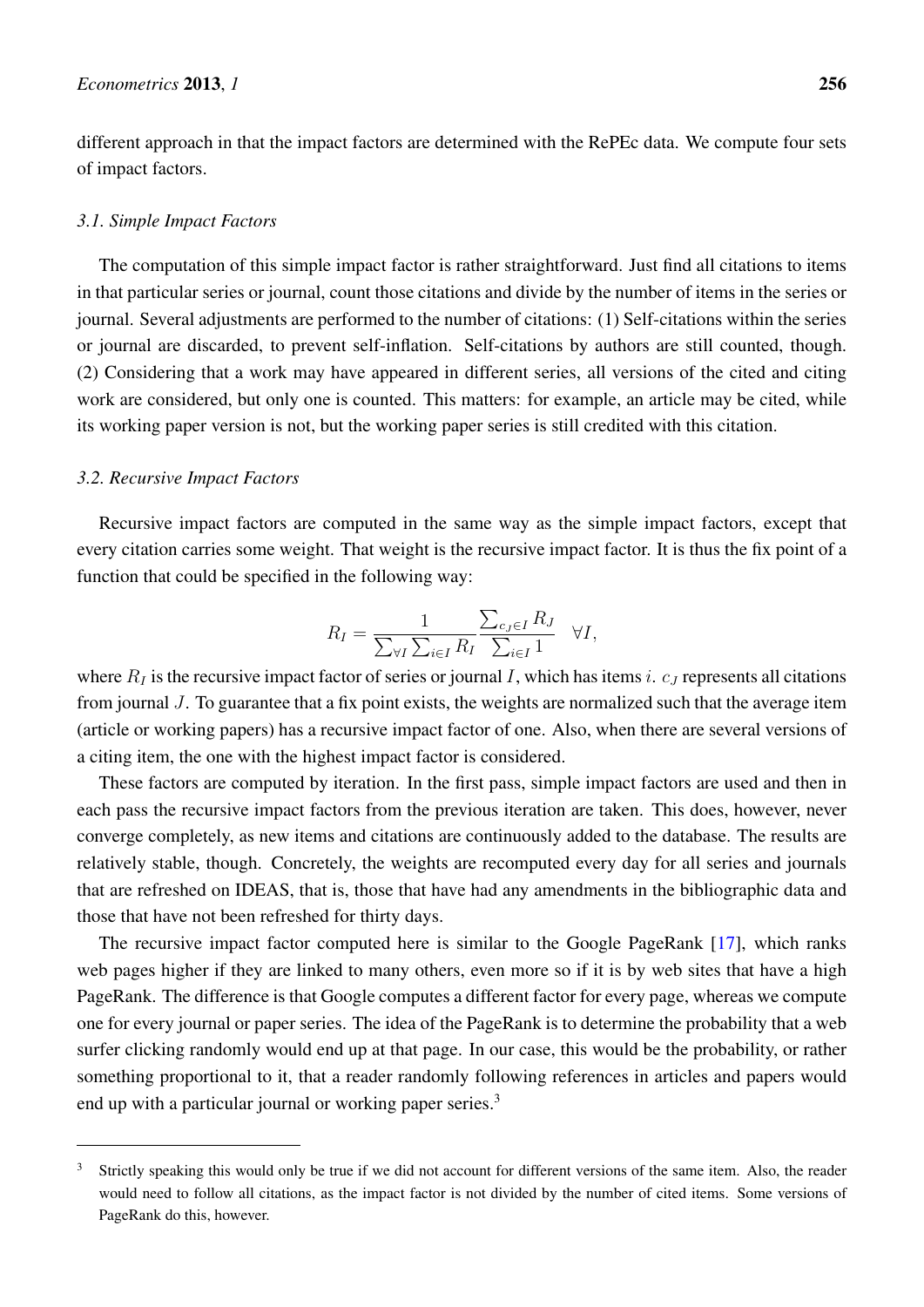different approach in that the impact factors are determined with the RePEc data. We compute four sets of impact factors.

### 3.1. Simple Impact Factors

The computation of this simple impact factor is rather straightforward. Just find all citations to items in that particular series or journal, count those citations and divide by the number of items in the series or journal. Several adjustments are performed to the number of citations: (1) Self-citations within the series or journal are discarded, to prevent self-inflation. Self-citations by authors are still counted, though. (2) Considering that a work may have appeared in different series, all versions of the cited and citing work are considered, but only one is counted. This matters: for example, an article may be cited, while its working paper version is not, but the working paper series is still credited with this citation.

### 3.2. Recursive Impact Factors

Recursive impact factors are computed in the same way as the simple impact factors, except that every citation carries some weight. That weight is the recursive impact factor. It is thus the fix point of a function that could be specified in the following way:

$$R_I = \frac{1}{\sum_{\forall I} \sum_{i \in I} R_I} \frac{\sum_{c_J \in I} R_J}{\sum_{i \in I} 1} \quad \forall I,$$

where $R_I$ is the recursive impact factor of series or journal $I$, which has items $i$. $c_J$ represents all citations from journal $J$. To guarantee that a fix point exists, the weights are normalized such that the average item (article or working papers) has a recursive impact factor of one. Also, when there are several versions of a citing item, the one with the highest impact factor is considered.

These factors are computed by iteration. In the first pass, simple impact factors are used and then in each pass the recursive impact factors from the previous iteration are taken. This does, however, never converge completely, as new items and citations are continuously added to the database. The results are relatively stable, though. Concretely, the weights are recomputed every day for all series and journals that are refreshed on IDEAS, that is, those that have had any amendments in the bibliographic data and those that have not been refreshed for thirty days.

The recursive impact factor computed here is similar to the Google PageRank [17], which ranks web pages higher if they are linked to many others, even more so if it is by web sites that have a high PageRank. The difference is that Google computes a different factor for every page, whereas we compute one for every journal or paper series. The idea of the PageRank is to determine the probability that a web surfer clicking randomly would end up at that page. In our case, this would be the probability, or rather something proportional to it, that a reader randomly following references in articles and papers would end up with a particular journal or working paper series.[3]

---

[3] Strictly speaking this would only be true if we did not account for different versions of the same item. Also, the reader would need to follow all citations, as the impact factor is not divided by the number of cited items. Some versions of PageRank do this, however.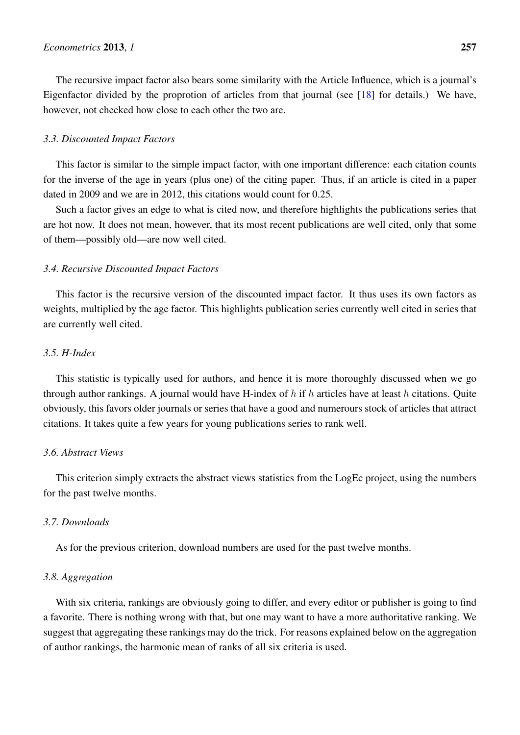The recursive impact factor also bears some similarity with the Article Influence, which is a journal's Eigenfactor divided by the proprotion of articles from that journal (see [18] for details.) We have, however, not checked how close to each other the two are.

### *3.3. Discounted Impact Factors*

This factor is similar to the simple impact factor, with one important difference: each citation counts for the inverse of the age in years (plus one) of the citing paper. Thus, if an article is cited in a paper dated in 2009 and we are in 2012, this citations would count for 0.25.

Such a factor gives an edge to what is cited now, and therefore highlights the publications series that are hot now. It does not mean, however, that its most recent publications are well cited, only that some of them—possibly old—are now well cited.

### *3.4. Recursive Discounted Impact Factors*

This factor is the recursive version of the discounted impact factor. It thus uses its own factors as weights, multiplied by the age factor. This highlights publication series currently well cited in series that are currently well cited.

### *3.5. H-Index*

This statistic is typically used for authors, and hence it is more thoroughly discussed when we go through author rankings. A journal would have H-index of $h$ if $h$ articles have at least $h$ citations. Quite obviously, this favors older journals or series that have a good and numerours stock of articles that attract citations. It takes quite a few years for young publications series to rank well.

### *3.6. Abstract Views*

This criterion simply extracts the abstract views statistics from the LogEc project, using the numbers for the past twelve months.

### *3.7. Downloads*

As for the previous criterion, download numbers are used for the past twelve months.

### *3.8. Aggregation*

With six criteria, rankings are obviously going to differ, and every editor or publisher is going to find a favorite. There is nothing wrong with that, but one may want to have a more authoritative ranking. We suggest that aggregating these rankings may do the trick. For reasons explained below on the aggregation of author rankings, the harmonic mean of ranks of all six criteria is used.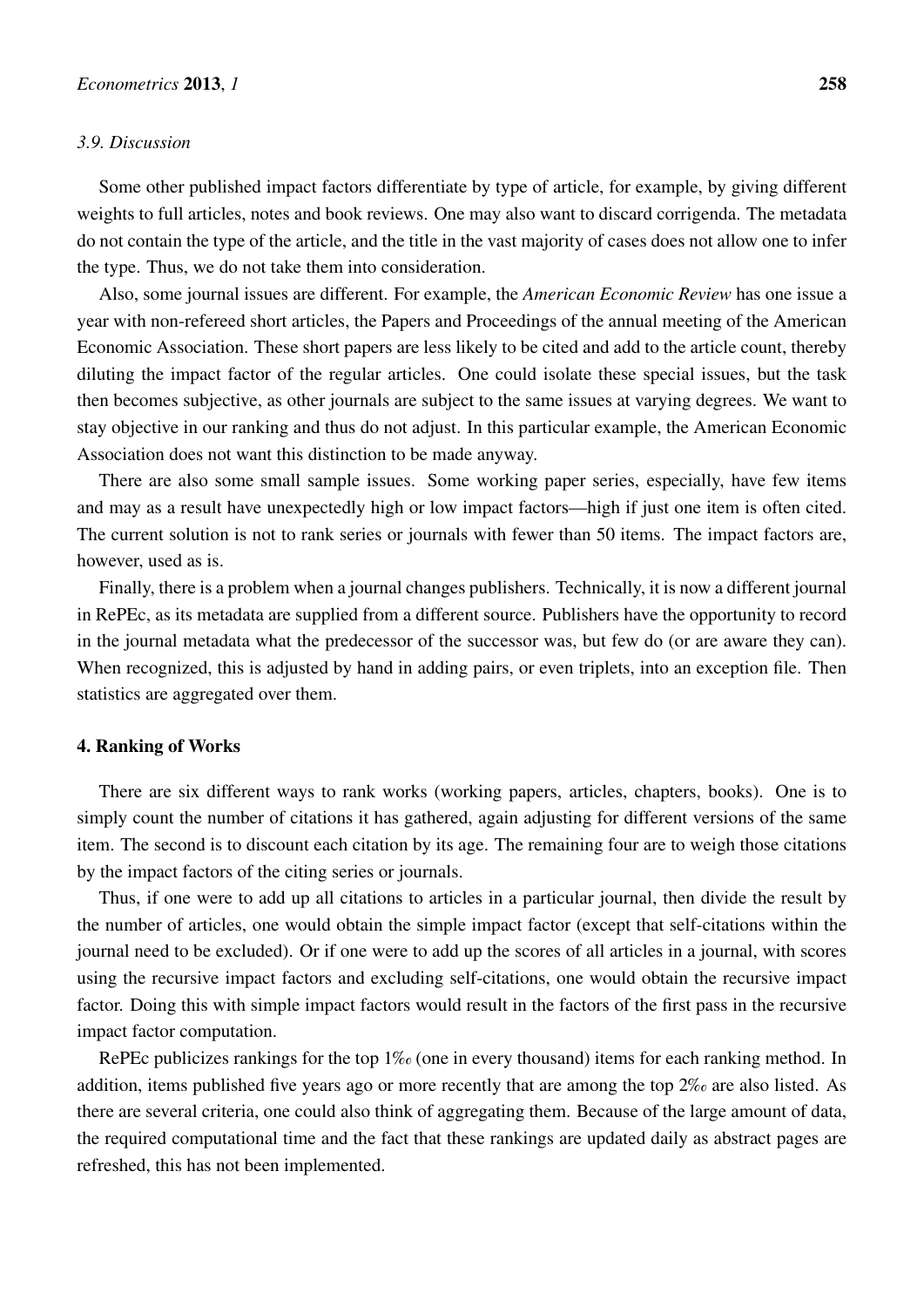### 3.9. Discussion

Some other published impact factors differentiate by type of article, for example, by giving different weights to full articles, notes and book reviews. One may also want to discard corrigenda. The metadata do not contain the type of the article, and the title in the vast majority of cases does not allow one to infer the type. Thus, we do not take them into consideration.

Also, some journal issues are different. For example, the *American Economic Review* has one issue a year with non-refereed short articles, the Papers and Proceedings of the annual meeting of the American Economic Association. These short papers are less likely to be cited and add to the article count, thereby diluting the impact factor of the regular articles. One could isolate these special issues, but the task then becomes subjective, as other journals are subject to the same issues at varying degrees. We want to stay objective in our ranking and thus do not adjust. In this particular example, the American Economic Association does not want this distinction to be made anyway.

There are also some small sample issues. Some working paper series, especially, have few items and may as a result have unexpectedly high or low impact factors—high if just one item is often cited. The current solution is not to rank series or journals with fewer than 50 items. The impact factors are, however, used as is.

Finally, there is a problem when a journal changes publishers. Technically, it is now a different journal in RePEc, as its metadata are supplied from a different source. Publishers have the opportunity to record in the journal metadata what the predecessor of the successor was, but few do (or are aware they can). When recognized, this is adjusted by hand in adding pairs, or even triplets, into an exception file. Then statistics are aggregated over them.

## 4. Ranking of Works

There are six different ways to rank works (working papers, articles, chapters, books). One is to simply count the number of citations it has gathered, again adjusting for different versions of the same item. The second is to discount each citation by its age. The remaining four are to weigh those citations by the impact factors of the citing series or journals.

Thus, if one were to add up all citations to articles in a particular journal, then divide the result by the number of articles, one would obtain the simple impact factor (except that self-citations within the journal need to be excluded). Or if one were to add up the scores of all articles in a journal, with scores using the recursive impact factors and excluding self-citations, one would obtain the recursive impact factor. Doing this with simple impact factors would result in the factors of the first pass in the recursive impact factor computation.

RePEc publicizes rankings for the top 1‰ (one in every thousand) items for each ranking method. In addition, items published five years ago or more recently that are among the top 2‰ are also listed. As there are several criteria, one could also think of aggregating them. Because of the large amount of data, the required computational time and the fact that these rankings are updated daily as abstract pages are refreshed, this has not been implemented.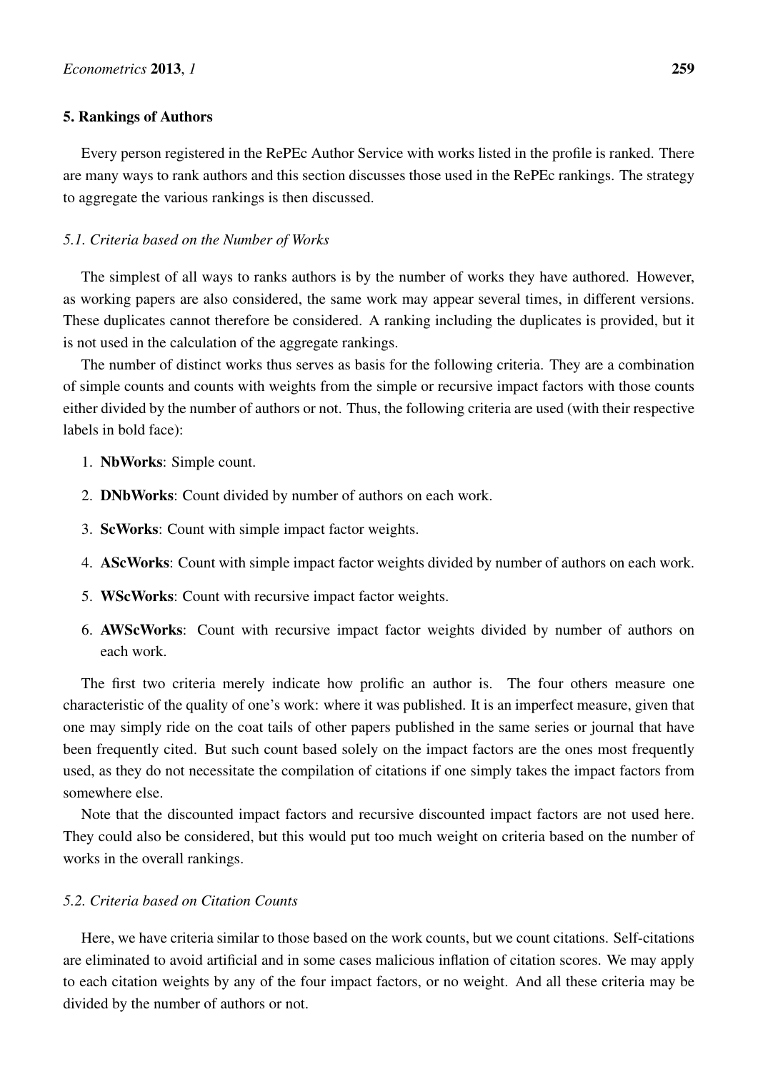## 5. Rankings of Authors

Every person registered in the RePEc Author Service with works listed in the profile is ranked. There are many ways to rank authors and this section discusses those used in the RePEc rankings. The strategy to aggregate the various rankings is then discussed.

### *5.1. Criteria based on the Number of Works*

The simplest of all ways to ranks authors is by the number of works they have authored. However, as working papers are also considered, the same work may appear several times, in different versions. These duplicates cannot therefore be considered. A ranking including the duplicates is provided, but it is not used in the calculation of the aggregate rankings.

The number of distinct works thus serves as basis for the following criteria. They are a combination of simple counts and counts with weights from the simple or recursive impact factors with those counts either divided by the number of authors or not. Thus, the following criteria are used (with their respective labels in bold face):

1. **NbWorks**: Simple count.
2. **DNbWorks**: Count divided by number of authors on each work.
3. **ScWorks**: Count with simple impact factor weights.
4. **AScWorks**: Count with simple impact factor weights divided by number of authors on each work.
5. **WScWorks**: Count with recursive impact factor weights.
6. **AWScWorks**: Count with recursive impact factor weights divided by number of authors on each work.

The first two criteria merely indicate how prolific an author is. The four others measure one characteristic of the quality of one's work: where it was published. It is an imperfect measure, given that one may simply ride on the coat tails of other papers published in the same series or journal that have been frequently cited. But such count based solely on the impact factors are the ones most frequently used, as they do not necessitate the compilation of citations if one simply takes the impact factors from somewhere else.

Note that the discounted impact factors and recursive discounted impact factors are not used here. They could also be considered, but this would put too much weight on criteria based on the number of works in the overall rankings.

### *5.2. Criteria based on Citation Counts*

Here, we have criteria similar to those based on the work counts, but we count citations. Self-citations are eliminated to avoid artificial and in some cases malicious inflation of citation scores. We may apply to each citation weights by any of the four impact factors, or no weight. And all these criteria may be divided by the number of authors or not.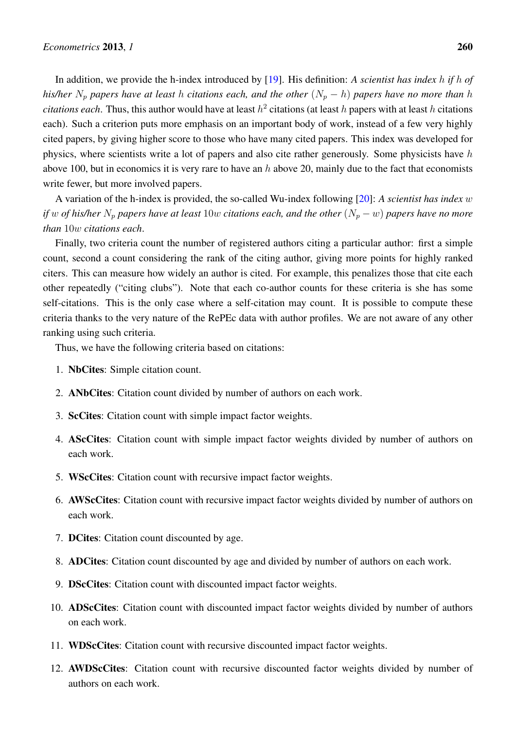In addition, we provide the h-index introduced by [19]. His definition: *A scientist has index $h$ if $h$ of his/her $N_p$ papers have at least $h$ citations each, and the other $(N_p - h)$ papers have no more than $h$ citations each*. Thus, this author would have at least $h^2$ citations (at least $h$ papers with at least $h$ citations each). Such a criterion puts more emphasis on an important body of work, instead of a few very highly cited papers, by giving higher score to those who have many cited papers. This index was developed for physics, where scientists write a lot of papers and also cite rather generously. Some physicists have $h$ above 100, but in economics it is very rare to have an $h$ above 20, mainly due to the fact that economists write fewer, but more involved papers.

A variation of the h-index is provided, the so-called Wu-index following [20]: *A scientist has index $w$ if $w$ of his/her $N_p$ papers have at least $10w$ citations each, and the other $(N_p - w)$ papers have no more than $10w$ citations each*.

Finally, two criteria count the number of registered authors citing a particular author: first a simple count, second a count considering the rank of the citing author, giving more points for highly ranked citers. This can measure how widely an author is cited. For example, this penalizes those that cite each other repeatedly ("citing clubs"). Note that each co-author counts for these criteria is she has some self-citations. This is the only case where a self-citation may count. It is possible to compute these criteria thanks to the very nature of the RePEc data with author profiles. We are not aware of any other ranking using such criteria.

Thus, we have the following criteria based on citations:

1. **NbCites**: Simple citation count.
2. **ANbCites**: Citation count divided by number of authors on each work.
3. **ScCites**: Citation count with simple impact factor weights.
4. **AScCites**: Citation count with simple impact factor weights divided by number of authors on each work.
5. **WScCites**: Citation count with recursive impact factor weights.
6. **AWScCites**: Citation count with recursive impact factor weights divided by number of authors on each work.
7. **DCites**: Citation count discounted by age.
8. **ADCites**: Citation count discounted by age and divided by number of authors on each work.
9. **DScCites**: Citation count with discounted impact factor weights.
10. **ADScCites**: Citation count with discounted impact factor weights divided by number of authors on each work.
11. **WDScCites**: Citation count with recursive discounted impact factor weights.
12. **AWDScCites**: Citation count with recursive discounted factor weights divided by number of authors on each work.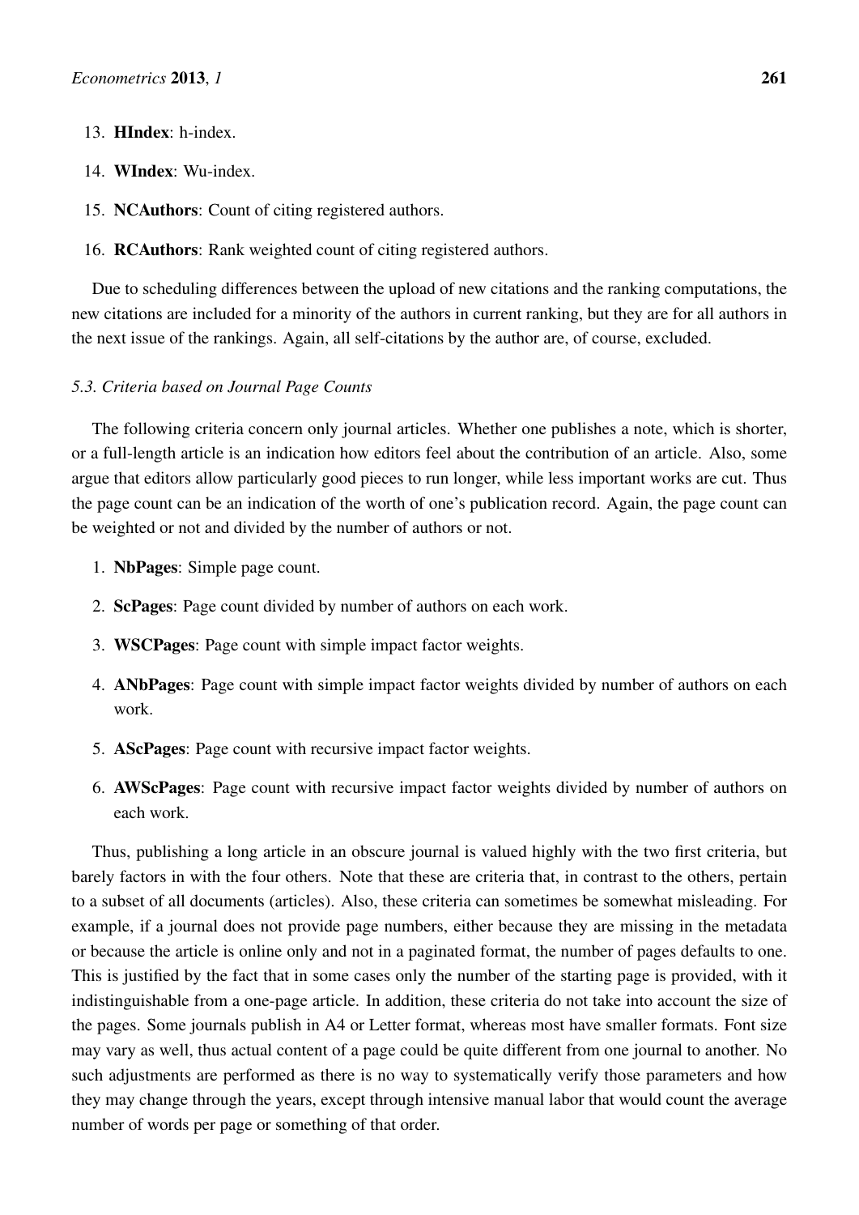13. **HIndex**: h-index.

14. **WIndex**: Wu-index.

15. **NCAuthors**: Count of citing registered authors.

16. **RCAuthors**: Rank weighted count of citing registered authors.

Due to scheduling differences between the upload of new citations and the ranking computations, the new citations are included for a minority of the authors in current ranking, but they are for all authors in the next issue of the rankings. Again, all self-citations by the author are, of course, excluded.

### *5.3. Criteria based on Journal Page Counts*

The following criteria concern only journal articles. Whether one publishes a note, which is shorter, or a full-length article is an indication how editors feel about the contribution of an article. Also, some argue that editors allow particularly good pieces to run longer, while less important works are cut. Thus the page count can be an indication of the worth of one's publication record. Again, the page count can be weighted or not and divided by the number of authors or not.

1. **NbPages**: Simple page count.

2. **ScPages**: Page count divided by number of authors on each work.

3. **WSCPages**: Page count with simple impact factor weights.

4. **ANbPages**: Page count with simple impact factor weights divided by number of authors on each work.

5. **AScPages**: Page count with recursive impact factor weights.

6. **AWScPages**: Page count with recursive impact factor weights divided by number of authors on each work.

Thus, publishing a long article in an obscure journal is valued highly with the two first criteria, but barely factors in with the four others. Note that these are criteria that, in contrast to the others, pertain to a subset of all documents (articles). Also, these criteria can sometimes be somewhat misleading. For example, if a journal does not provide page numbers, either because they are missing in the metadata or because the article is online only and not in a paginated format, the number of pages defaults to one. This is justified by the fact that in some cases only the number of the starting page is provided, with it indistinguishable from a one-page article. In addition, these criteria do not take into account the size of the pages. Some journals publish in A4 or Letter format, whereas most have smaller formats. Font size may vary as well, thus actual content of a page could be quite different from one journal to another. No such adjustments are performed as there is no way to systematically verify those parameters and how they may change through the years, except through intensive manual labor that would count the average number of words per page or something of that order.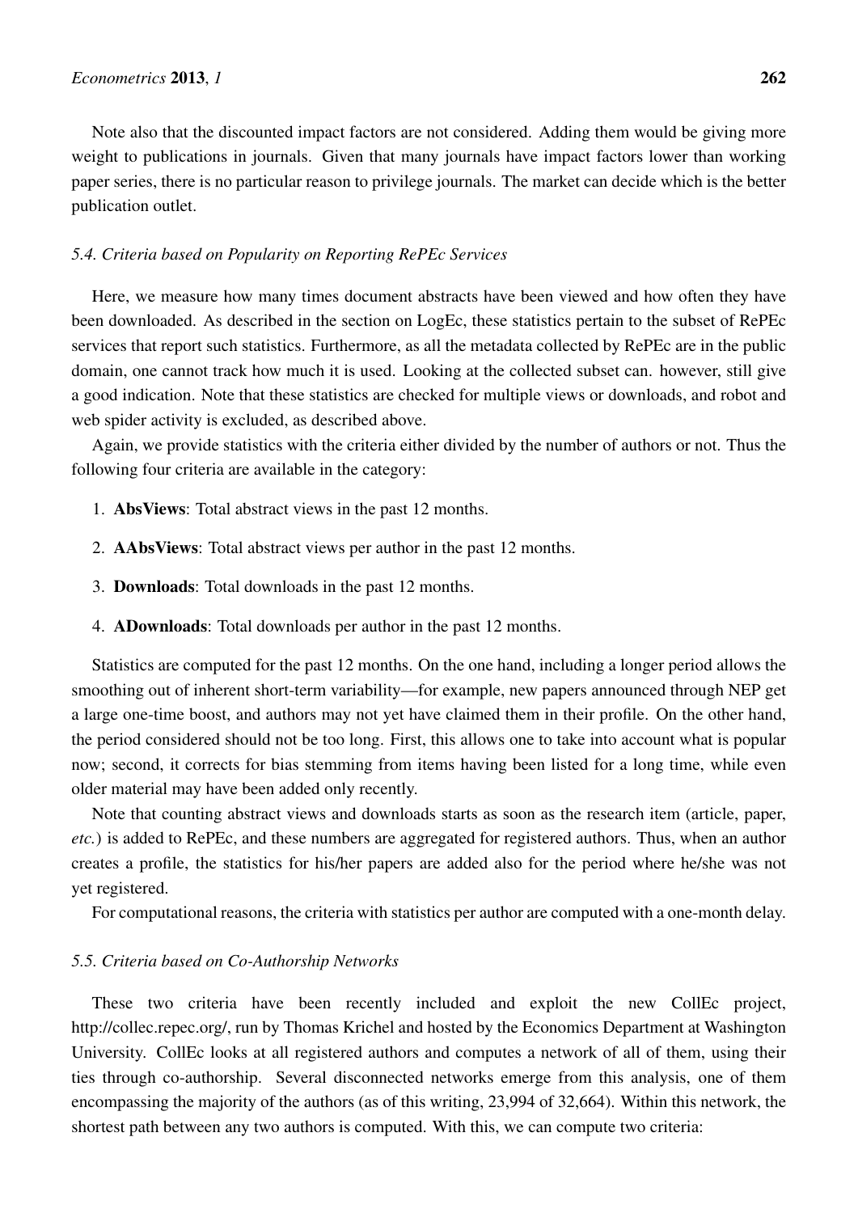Note also that the discounted impact factors are not considered. Adding them would be giving more weight to publications in journals. Given that many journals have impact factors lower than working paper series, there is no particular reason to privilege journals. The market can decide which is the better publication outlet.

### *5.4. Criteria based on Popularity on Reporting RePEc Services*

Here, we measure how many times document abstracts have been viewed and how often they have been downloaded. As described in the section on LogEc, these statistics pertain to the subset of RePEc services that report such statistics. Furthermore, as all the metadata collected by RePEc are in the public domain, one cannot track how much it is used. Looking at the collected subset can. however, still give a good indication. Note that these statistics are checked for multiple views or downloads, and robot and web spider activity is excluded, as described above.

Again, we provide statistics with the criteria either divided by the number of authors or not. Thus the following four criteria are available in the category:

1. **AbsViews**: Total abstract views in the past 12 months.
2. **AAbsViews**: Total abstract views per author in the past 12 months.
3. **Downloads**: Total downloads in the past 12 months.
4. **ADownloads**: Total downloads per author in the past 12 months.

Statistics are computed for the past 12 months. On the one hand, including a longer period allows the smoothing out of inherent short-term variability—for example, new papers announced through NEP get a large one-time boost, and authors may not yet have claimed them in their profile. On the other hand, the period considered should not be too long. First, this allows one to take into account what is popular now; second, it corrects for bias stemming from items having been listed for a long time, while even older material may have been added only recently.

Note that counting abstract views and downloads starts as soon as the research item (article, paper, *etc.*) is added to RePEc, and these numbers are aggregated for registered authors. Thus, when an author creates a profile, the statistics for his/her papers are added also for the period where he/she was not yet registered.

For computational reasons, the criteria with statistics per author are computed with a one-month delay.

### *5.5. Criteria based on Co-Authorship Networks*

These two criteria have been recently included and exploit the new CollEc project, http://collec.repec.org/, run by Thomas Krichel and hosted by the Economics Department at Washington University. CollEc looks at all registered authors and computes a network of all of them, using their ties through co-authorship. Several disconnected networks emerge from this analysis, one of them encompassing the majority of the authors (as of this writing, 23,994 of 32,664). Within this network, the shortest path between any two authors is computed. With this, we can compute two criteria: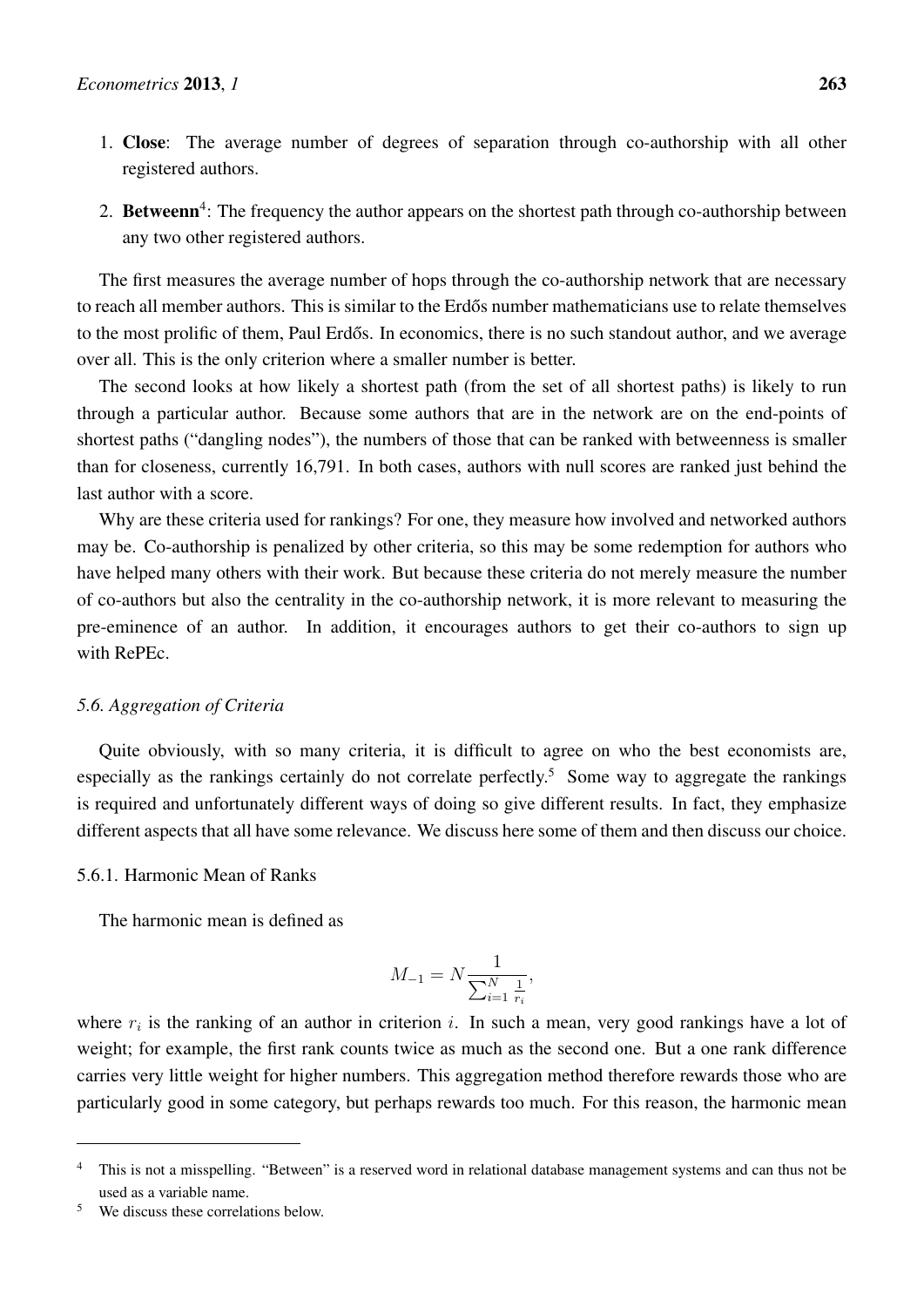1. **Close**: The average number of degrees of separation through co-authorship with all other registered authors.

2. **Betweenn**[4]: The frequency the author appears on the shortest path through co-authorship between any two other registered authors.

The first measures the average number of hops through the co-authorship network that are necessary to reach all member authors. This is similar to the Erdős number mathematicians use to relate themselves to the most prolific of them, Paul Erdős. In economics, there is no such standout author, and we average over all. This is the only criterion where a smaller number is better.

The second looks at how likely a shortest path (from the set of all shortest paths) is likely to run through a particular author. Because some authors that are in the network are on the end-points of shortest paths ("dangling nodes"), the numbers of those that can be ranked with betweenness is smaller than for closeness, currently 16,791. In both cases, authors with null scores are ranked just behind the last author with a score.

Why are these criteria used for rankings? For one, they measure how involved and networked authors may be. Co-authorship is penalized by other criteria, so this may be some redemption for authors who have helped many others with their work. But because these criteria do not merely measure the number of co-authors but also the centrality in the co-authorship network, it is more relevant to measuring the pre-eminence of an author. In addition, it encourages authors to get their co-authors to sign up with RePEc.

### 5.6. Aggregation of Criteria

Quite obviously, with so many criteria, it is difficult to agree on who the best economists are, especially as the rankings certainly do not correlate perfectly.[5] Some way to aggregate the rankings is required and unfortunately different ways of doing so give different results. In fact, they emphasize different aspects that all have some relevance. We discuss here some of them and then discuss our choice.

#### 5.6.1. Harmonic Mean of Ranks

The harmonic mean is defined as

$$M_{-1} = N \frac{1}{\sum_{i=1}^{N} \frac{1}{r_i}},$$

where $r_i$ is the ranking of an author in criterion $i$. In such a mean, very good rankings have a lot of weight; for example, the first rank counts twice as much as the second one. But a one rank difference carries very little weight for higher numbers. This aggregation method therefore rewards those who are particularly good in some category, but perhaps rewards too much. For this reason, the harmonic mean

---

[4] This is not a misspelling. "Between" is a reserved word in relational database management systems and can thus not be used as a variable name.

[5] We discuss these correlations below.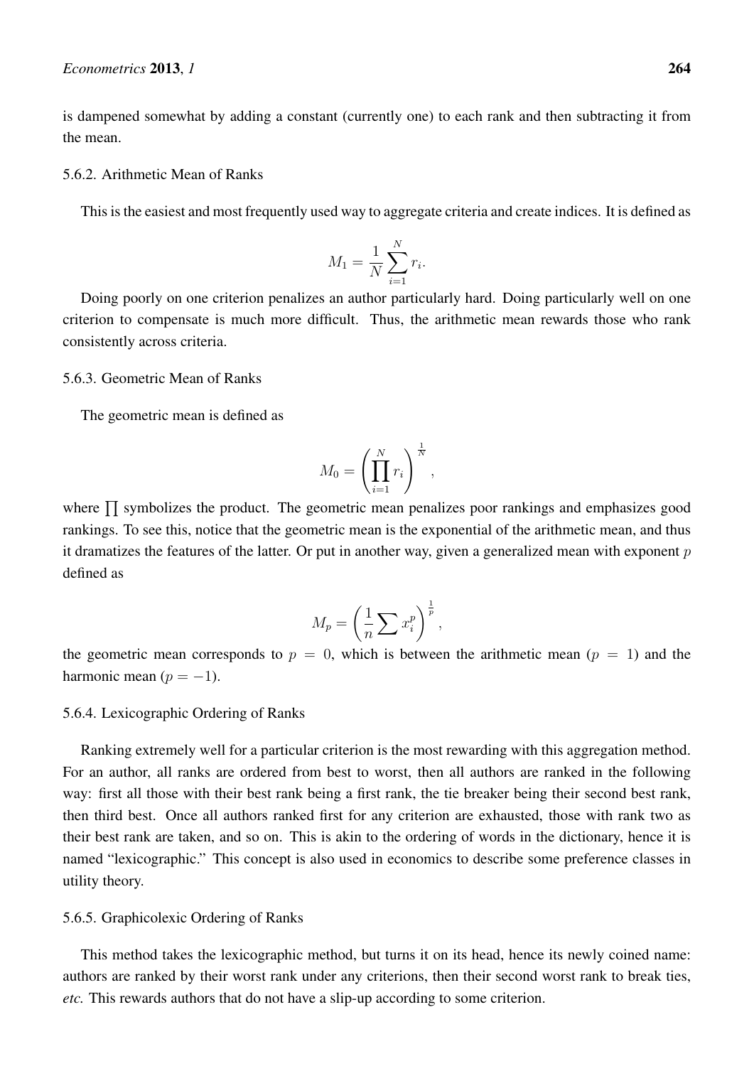is dampened somewhat by adding a constant (currently one) to each rank and then subtracting it from the mean.

#### 5.6.2. Arithmetic Mean of Ranks

This is the easiest and most frequently used way to aggregate criteria and create indices. It is defined as

$$M_1 = \frac{1}{N}\sum_{i=1}^{N} r_i.$$

Doing poorly on one criterion penalizes an author particularly hard. Doing particularly well on one criterion to compensate is much more difficult. Thus, the arithmetic mean rewards those who rank consistently across criteria.

#### 5.6.3. Geometric Mean of Ranks

The geometric mean is defined as

$$M_0 = \left(\prod_{i=1}^{N} r_i\right)^{\frac{1}{N}},$$

where $\prod$ symbolizes the product. The geometric mean penalizes poor rankings and emphasizes good rankings. To see this, notice that the geometric mean is the exponential of the arithmetic mean, and thus it dramatizes the features of the latter. Or put in another way, given a generalized mean with exponent $p$ defined as

$$M_p = \left(\frac{1}{n}\sum x_i^p\right)^{\frac{1}{p}},$$

the geometric mean corresponds to $p = 0$, which is between the arithmetic mean ($p = 1$) and the harmonic mean ($p = -1$).

#### 5.6.4. Lexicographic Ordering of Ranks

Ranking extremely well for a particular criterion is the most rewarding with this aggregation method. For an author, all ranks are ordered from best to worst, then all authors are ranked in the following way: first all those with their best rank being a first rank, the tie breaker being their second best rank, then third best. Once all authors ranked first for any criterion are exhausted, those with rank two as their best rank are taken, and so on. This is akin to the ordering of words in the dictionary, hence it is named "lexicographic." This concept is also used in economics to describe some preference classes in utility theory.

#### 5.6.5. Graphicolexic Ordering of Ranks

This method takes the lexicographic method, but turns it on its head, hence its newly coined name: authors are ranked by their worst rank under any criterions, then their second worst rank to break ties, *etc.* This rewards authors that do not have a slip-up according to some criterion.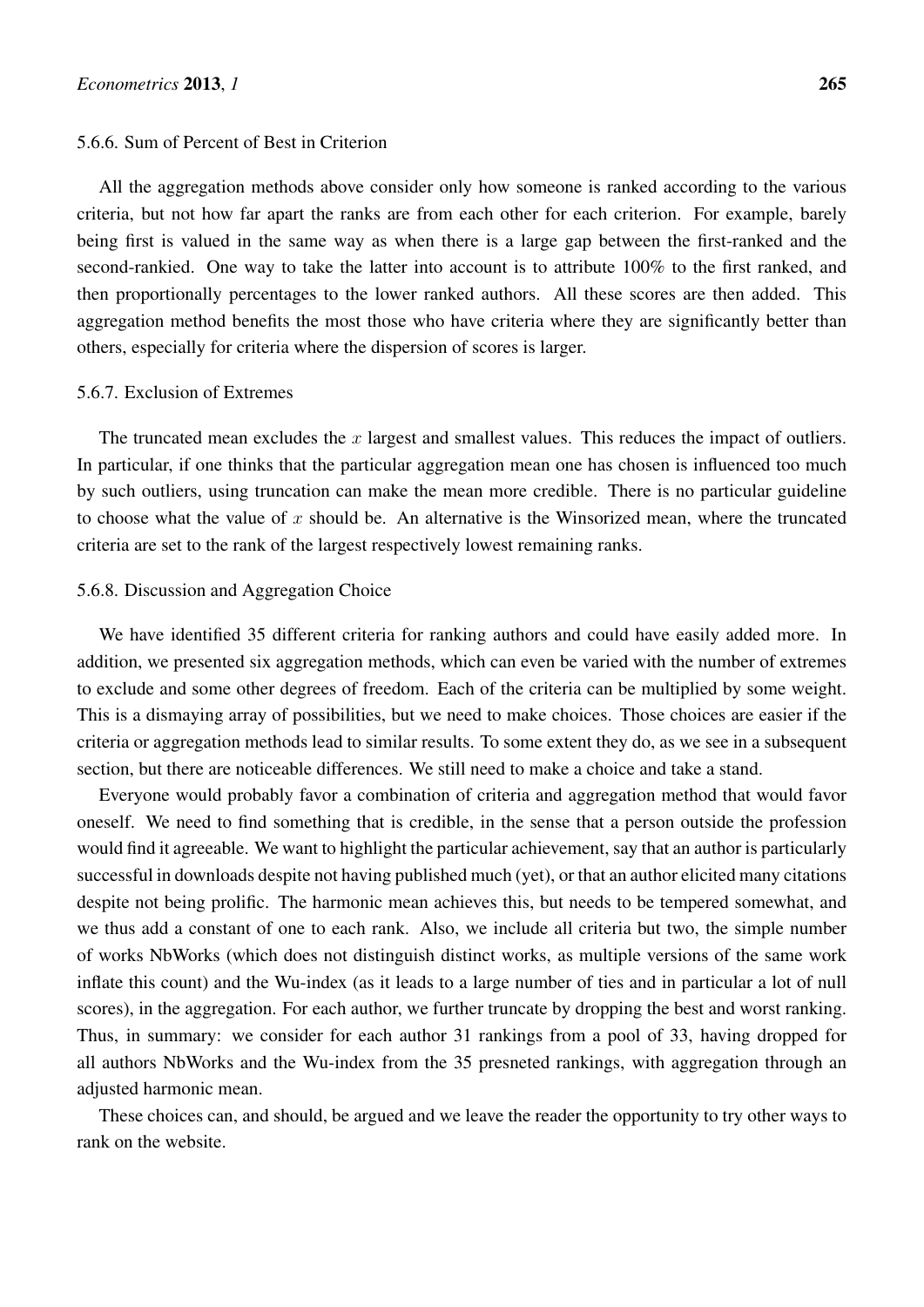#### 5.6.6. Sum of Percent of Best in Criterion

All the aggregation methods above consider only how someone is ranked according to the various criteria, but not how far apart the ranks are from each other for each criterion. For example, barely being first is valued in the same way as when there is a large gap between the first-ranked and the second-rankied. One way to take the latter into account is to attribute 100% to the first ranked, and then proportionally percentages to the lower ranked authors. All these scores are then added. This aggregation method benefits the most those who have criteria where they are significantly better than others, especially for criteria where the dispersion of scores is larger.

#### 5.6.7. Exclusion of Extremes

The truncated mean excludes the $x$ largest and smallest values. This reduces the impact of outliers. In particular, if one thinks that the particular aggregation mean one has chosen is influenced too much by such outliers, using truncation can make the mean more credible. There is no particular guideline to choose what the value of $x$ should be. An alternative is the Winsorized mean, where the truncated criteria are set to the rank of the largest respectively lowest remaining ranks.

#### 5.6.8. Discussion and Aggregation Choice

We have identified 35 different criteria for ranking authors and could have easily added more. In addition, we presented six aggregation methods, which can even be varied with the number of extremes to exclude and some other degrees of freedom. Each of the criteria can be multiplied by some weight. This is a dismaying array of possibilities, but we need to make choices. Those choices are easier if the criteria or aggregation methods lead to similar results. To some extent they do, as we see in a subsequent section, but there are noticeable differences. We still need to make a choice and take a stand.

Everyone would probably favor a combination of criteria and aggregation method that would favor oneself. We need to find something that is credible, in the sense that a person outside the profession would find it agreeable. We want to highlight the particular achievement, say that an author is particularly successful in downloads despite not having published much (yet), or that an author elicited many citations despite not being prolific. The harmonic mean achieves this, but needs to be tempered somewhat, and we thus add a constant of one to each rank. Also, we include all criteria but two, the simple number of works NbWorks (which does not distinguish distinct works, as multiple versions of the same work inflate this count) and the Wu-index (as it leads to a large number of ties and in particular a lot of null scores), in the aggregation. For each author, we further truncate by dropping the best and worst ranking. Thus, in summary: we consider for each author 31 rankings from a pool of 33, having dropped for all authors NbWorks and the Wu-index from the 35 presneted rankings, with aggregation through an adjusted harmonic mean.

These choices can, and should, be argued and we leave the reader the opportunity to try other ways to rank on the website.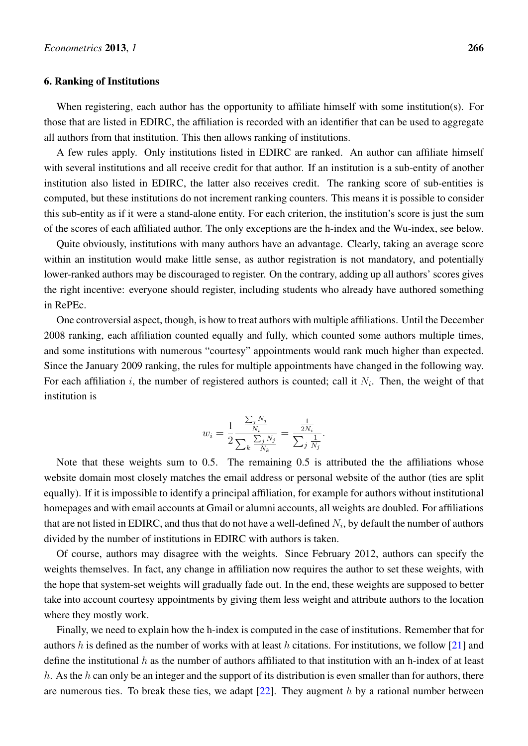## 6. Ranking of Institutions

When registering, each author has the opportunity to affiliate himself with some institution(s). For those that are listed in EDIRC, the affiliation is recorded with an identifier that can be used to aggregate all authors from that institution. This then allows ranking of institutions.

A few rules apply. Only institutions listed in EDIRC are ranked. An author can affiliate himself with several institutions and all receive credit for that author. If an institution is a sub-entity of another institution also listed in EDIRC, the latter also receives credit. The ranking score of sub-entities is computed, but these institutions do not increment ranking counters. This means it is possible to consider this sub-entity as if it were a stand-alone entity. For each criterion, the institution's score is just the sum of the scores of each affiliated author. The only exceptions are the h-index and the Wu-index, see below.

Quite obviously, institutions with many authors have an advantage. Clearly, taking an average score within an institution would make little sense, as author registration is not mandatory, and potentially lower-ranked authors may be discouraged to register. On the contrary, adding up all authors' scores gives the right incentive: everyone should register, including students who already have authored something in RePEc.

One controversial aspect, though, is how to treat authors with multiple affiliations. Until the December 2008 ranking, each affiliation counted equally and fully, which counted some authors multiple times, and some institutions with numerous "courtesy" appointments would rank much higher than expected. Since the January 2009 ranking, the rules for multiple appointments have changed in the following way. For each affiliation $i$, the number of registered authors is counted; call it $N_i$. Then, the weight of that institution is

$$w_i = \frac{1}{2} \frac{\frac{\sum_j N_j}{N_i}}{\sum_k \frac{\sum_j N_j}{N_k}} = \frac{\frac{1}{2N_i}}{\sum_j \frac{1}{N_j}}.$$

Note that these weights sum to 0.5. The remaining 0.5 is attributed the the affiliations whose website domain most closely matches the email address or personal website of the author (ties are split equally). If it is impossible to identify a principal affiliation, for example for authors without institutional homepages and with email accounts at Gmail or alumni accounts, all weights are doubled. For affiliations that are not listed in EDIRC, and thus that do not have a well-defined $N_i$, by default the number of authors divided by the number of institutions in EDIRC with authors is taken.

Of course, authors may disagree with the weights. Since February 2012, authors can specify the weights themselves. In fact, any change in affiliation now requires the author to set these weights, with the hope that system-set weights will gradually fade out. In the end, these weights are supposed to better take into account courtesy appointments by giving them less weight and attribute authors to the location where they mostly work.

Finally, we need to explain how the h-index is computed in the case of institutions. Remember that for authors $h$ is defined as the number of works with at least $h$ citations. For institutions, we follow [21] and define the institutional $h$ as the number of authors affiliated to that institution with an h-index of at least $h$. As the $h$ can only be an integer and the support of its distribution is even smaller than for authors, there are numerous ties. To break these ties, we adapt [22]. They augment $h$ by a rational number between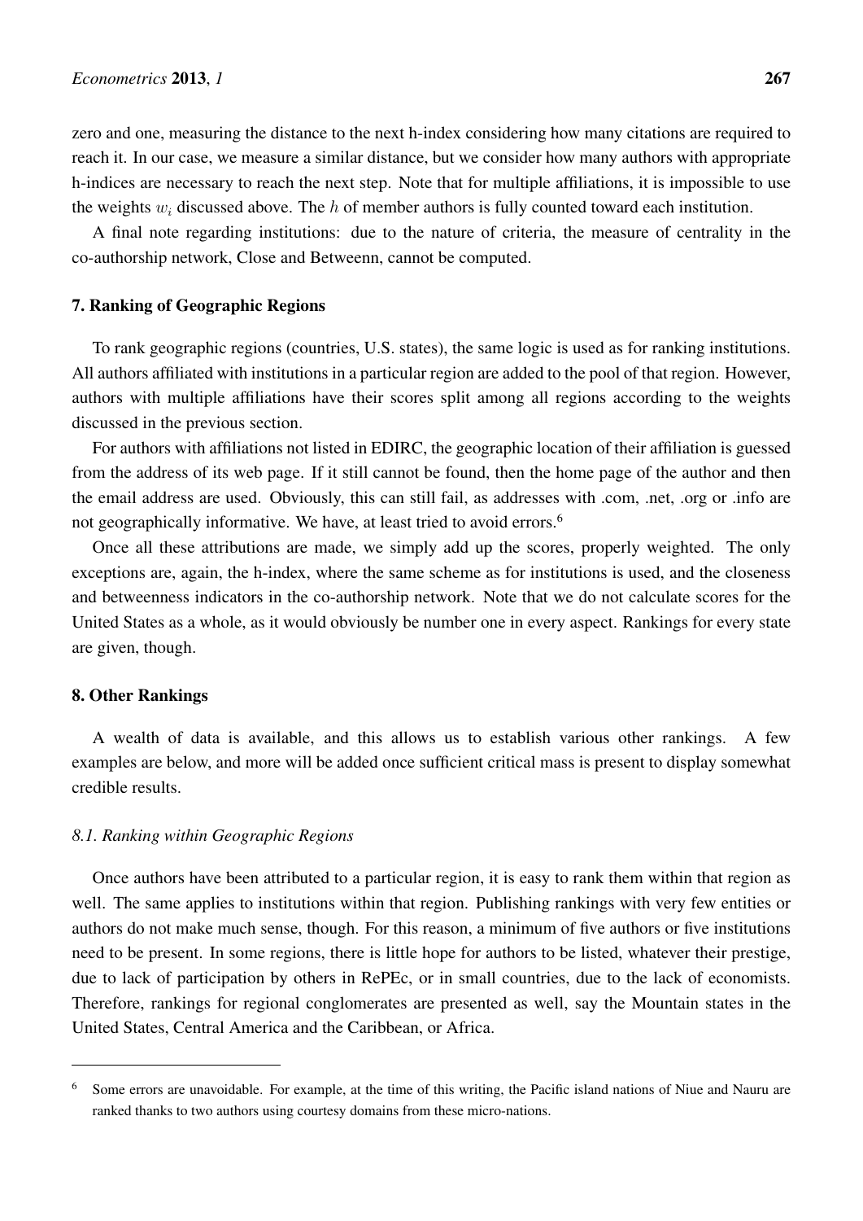zero and one, measuring the distance to the next h-index considering how many citations are required to reach it. In our case, we measure a similar distance, but we consider how many authors with appropriate h-indices are necessary to reach the next step. Note that for multiple affiliations, it is impossible to use the weights $w_i$ discussed above. The $h$ of member authors is fully counted toward each institution.

A final note regarding institutions: due to the nature of criteria, the measure of centrality in the co-authorship network, Close and Betweenn, cannot be computed.

## 7. Ranking of Geographic Regions

To rank geographic regions (countries, U.S. states), the same logic is used as for ranking institutions. All authors affiliated with institutions in a particular region are added to the pool of that region. However, authors with multiple affiliations have their scores split among all regions according to the weights discussed in the previous section.

For authors with affiliations not listed in EDIRC, the geographic location of their affiliation is guessed from the address of its web page. If it still cannot be found, then the home page of the author and then the email address are used. Obviously, this can still fail, as addresses with .com, .net, .org or .info are not geographically informative. We have, at least tried to avoid errors.[6]

Once all these attributions are made, we simply add up the scores, properly weighted. The only exceptions are, again, the h-index, where the same scheme as for institutions is used, and the closeness and betweenness indicators in the co-authorship network. Note that we do not calculate scores for the United States as a whole, as it would obviously be number one in every aspect. Rankings for every state are given, though.

## 8. Other Rankings

A wealth of data is available, and this allows us to establish various other rankings. A few examples are below, and more will be added once sufficient critical mass is present to display somewhat credible results.

### *8.1. Ranking within Geographic Regions*

Once authors have been attributed to a particular region, it is easy to rank them within that region as well. The same applies to institutions within that region. Publishing rankings with very few entities or authors do not make much sense, though. For this reason, a minimum of five authors or five institutions need to be present. In some regions, there is little hope for authors to be listed, whatever their prestige, due to lack of participation by others in RePEc, or in small countries, due to the lack of economists. Therefore, rankings for regional conglomerates are presented as well, say the Mountain states in the United States, Central America and the Caribbean, or Africa.

---

[6] Some errors are unavoidable. For example, at the time of this writing, the Pacific island nations of Niue and Nauru are ranked thanks to two authors using courtesy domains from these micro-nations.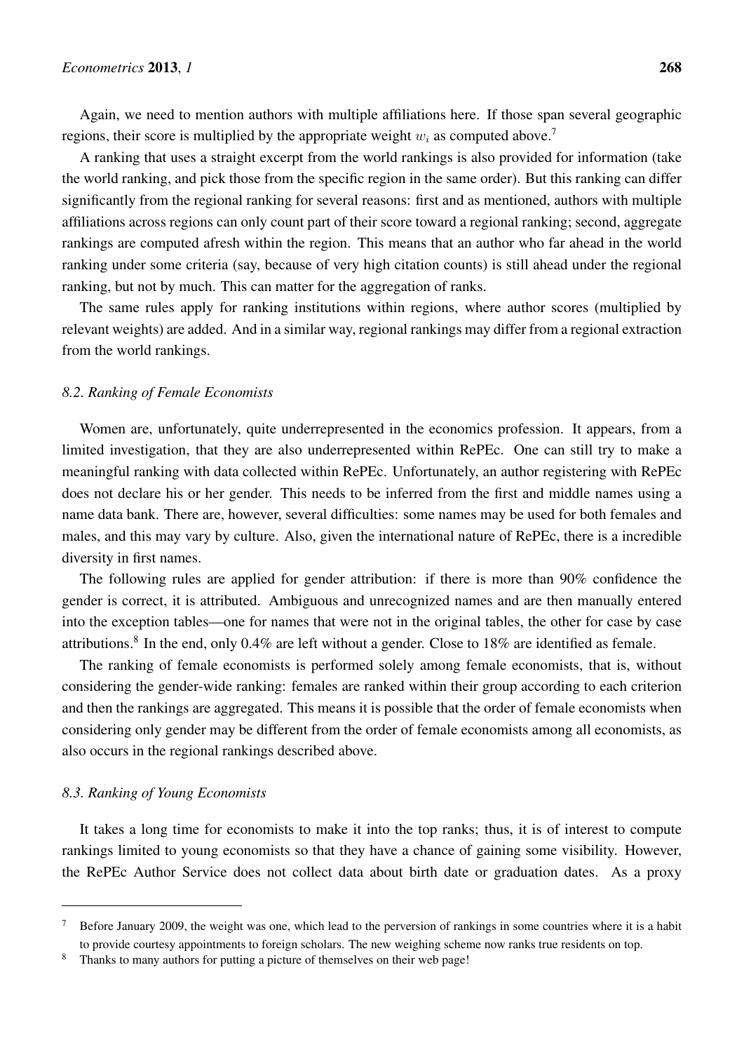Again, we need to mention authors with multiple affiliations here. If those span several geographic regions, their score is multiplied by the appropriate weight $w_i$ as computed above.[7]

A ranking that uses a straight excerpt from the world rankings is also provided for information (take the world ranking, and pick those from the specific region in the same order). But this ranking can differ significantly from the regional ranking for several reasons: first and as mentioned, authors with multiple affiliations across regions can only count part of their score toward a regional ranking; second, aggregate rankings are computed afresh within the region. This means that an author who far ahead in the world ranking under some criteria (say, because of very high citation counts) is still ahead under the regional ranking, but not by much. This can matter for the aggregation of ranks.

The same rules apply for ranking institutions within regions, where author scores (multiplied by relevant weights) are added. And in a similar way, regional rankings may differ from a regional extraction from the world rankings.

### *8.2. Ranking of Female Economists*

Women are, unfortunately, quite underrepresented in the economics profession. It appears, from a limited investigation, that they are also underrepresented within RePEc. One can still try to make a meaningful ranking with data collected within RePEc. Unfortunately, an author registering with RePEc does not declare his or her gender. This needs to be inferred from the first and middle names using a name data bank. There are, however, several difficulties: some names may be used for both females and males, and this may vary by culture. Also, given the international nature of RePEc, there is a incredible diversity in first names.

The following rules are applied for gender attribution: if there is more than 90% confidence the gender is correct, it is attributed. Ambiguous and unrecognized names and are then manually entered into the exception tables—one for names that were not in the original tables, the other for case by case attributions.[8] In the end, only 0.4% are left without a gender. Close to 18% are identified as female.

The ranking of female economists is performed solely among female economists, that is, without considering the gender-wide ranking: females are ranked within their group according to each criterion and then the rankings are aggregated. This means it is possible that the order of female economists when considering only gender may be different from the order of female economists among all economists, as also occurs in the regional rankings described above.

### *8.3. Ranking of Young Economists*

It takes a long time for economists to make it into the top ranks; thus, it is of interest to compute rankings limited to young economists so that they have a chance of gaining some visibility. However, the RePEc Author Service does not collect data about birth date or graduation dates. As a proxy

---

[7] Before January 2009, the weight was one, which lead to the perversion of rankings in some countries where it is a habit to provide courtesy appointments to foreign scholars. The new weighing scheme now ranks true residents on top.

[8] Thanks to many authors for putting a picture of themselves on their web page!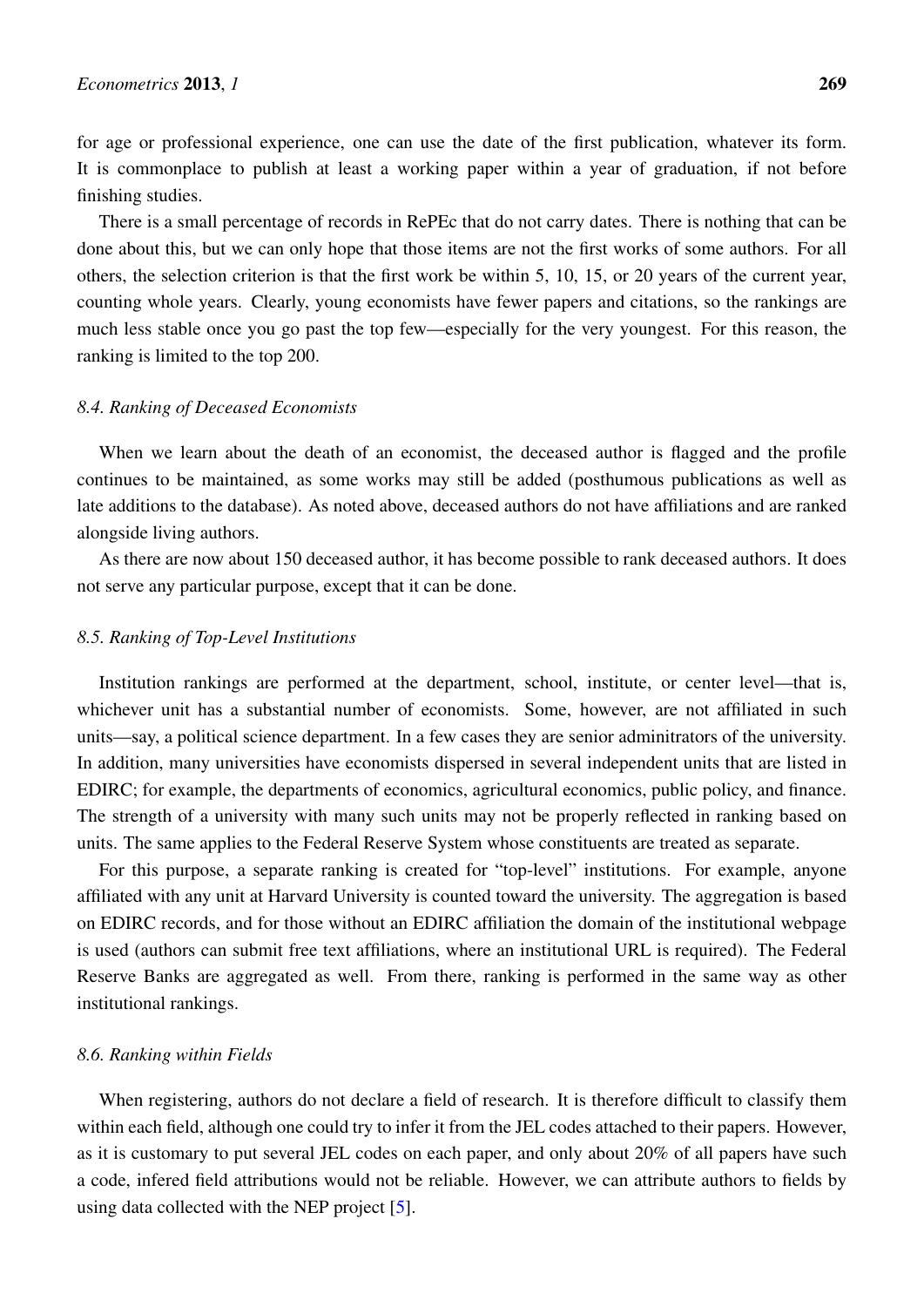for age or professional experience, one can use the date of the first publication, whatever its form. It is commonplace to publish at least a working paper within a year of graduation, if not before finishing studies.

There is a small percentage of records in RePEc that do not carry dates. There is nothing that can be done about this, but we can only hope that those items are not the first works of some authors. For all others, the selection criterion is that the first work be within 5, 10, 15, or 20 years of the current year, counting whole years. Clearly, young economists have fewer papers and citations, so the rankings are much less stable once you go past the top few—especially for the very youngest. For this reason, the ranking is limited to the top 200.

### *8.4. Ranking of Deceased Economists*

When we learn about the death of an economist, the deceased author is flagged and the profile continues to be maintained, as some works may still be added (posthumous publications as well as late additions to the database). As noted above, deceased authors do not have affiliations and are ranked alongside living authors.

As there are now about 150 deceased author, it has become possible to rank deceased authors. It does not serve any particular purpose, except that it can be done.

### *8.5. Ranking of Top-Level Institutions*

Institution rankings are performed at the department, school, institute, or center level—that is, whichever unit has a substantial number of economists. Some, however, are not affiliated in such units—say, a political science department. In a few cases they are senior adminitrators of the university. In addition, many universities have economists dispersed in several independent units that are listed in EDIRC; for example, the departments of economics, agricultural economics, public policy, and finance. The strength of a university with many such units may not be properly reflected in ranking based on units. The same applies to the Federal Reserve System whose constituents are treated as separate.

For this purpose, a separate ranking is created for "top-level" institutions. For example, anyone affiliated with any unit at Harvard University is counted toward the university. The aggregation is based on EDIRC records, and for those without an EDIRC affiliation the domain of the institutional webpage is used (authors can submit free text affiliations, where an institutional URL is required). The Federal Reserve Banks are aggregated as well. From there, ranking is performed in the same way as other institutional rankings.

### *8.6. Ranking within Fields*

When registering, authors do not declare a field of research. It is therefore difficult to classify them within each field, although one could try to infer it from the JEL codes attached to their papers. However, as it is customary to put several JEL codes on each paper, and only about 20% of all papers have such a code, infered field attributions would not be reliable. However, we can attribute authors to fields by using data collected with the NEP project [5].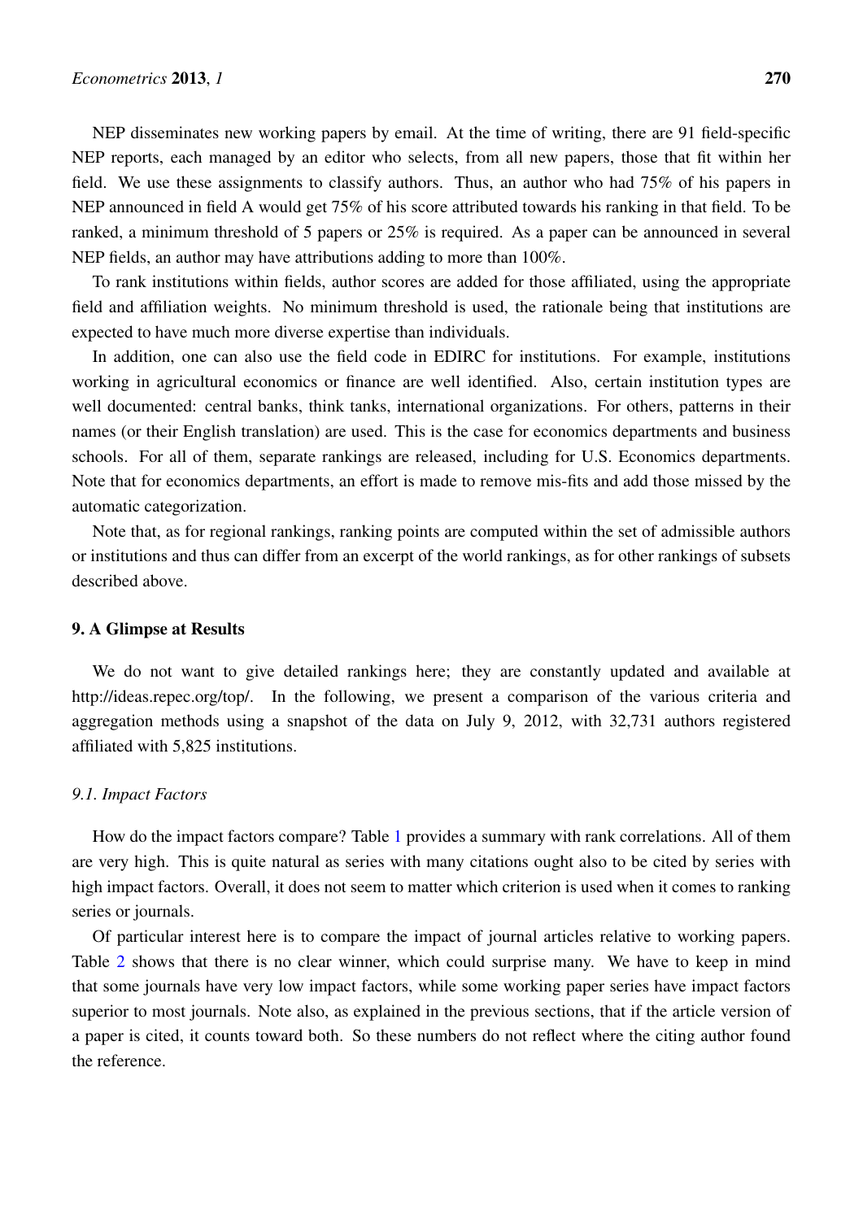NEP disseminates new working papers by email. At the time of writing, there are 91 field-specific NEP reports, each managed by an editor who selects, from all new papers, those that fit within her field. We use these assignments to classify authors. Thus, an author who had 75% of his papers in NEP announced in field A would get 75% of his score attributed towards his ranking in that field. To be ranked, a minimum threshold of 5 papers or 25% is required. As a paper can be announced in several NEP fields, an author may have attributions adding to more than 100%.

To rank institutions within fields, author scores are added for those affiliated, using the appropriate field and affiliation weights. No minimum threshold is used, the rationale being that institutions are expected to have much more diverse expertise than individuals.

In addition, one can also use the field code in EDIRC for institutions. For example, institutions working in agricultural economics or finance are well identified. Also, certain institution types are well documented: central banks, think tanks, international organizations. For others, patterns in their names (or their English translation) are used. This is the case for economics departments and business schools. For all of them, separate rankings are released, including for U.S. Economics departments. Note that for economics departments, an effort is made to remove mis-fits and add those missed by the automatic categorization.

Note that, as for regional rankings, ranking points are computed within the set of admissible authors or institutions and thus can differ from an excerpt of the world rankings, as for other rankings of subsets described above.

## 9. A Glimpse at Results

We do not want to give detailed rankings here; they are constantly updated and available at http://ideas.repec.org/top/. In the following, we present a comparison of the various criteria and aggregation methods using a snapshot of the data on July 9, 2012, with 32,731 authors registered affiliated with 5,825 institutions.

### *9.1. Impact Factors*

How do the impact factors compare? Table 1 provides a summary with rank correlations. All of them are very high. This is quite natural as series with many citations ought also to be cited by series with high impact factors. Overall, it does not seem to matter which criterion is used when it comes to ranking series or journals.

Of particular interest here is to compare the impact of journal articles relative to working papers. Table 2 shows that there is no clear winner, which could surprise many. We have to keep in mind that some journals have very low impact factors, while some working paper series have impact factors superior to most journals. Note also, as explained in the previous sections, that if the article version of a paper is cited, it counts toward both. So these numbers do not reflect where the citing author found the reference.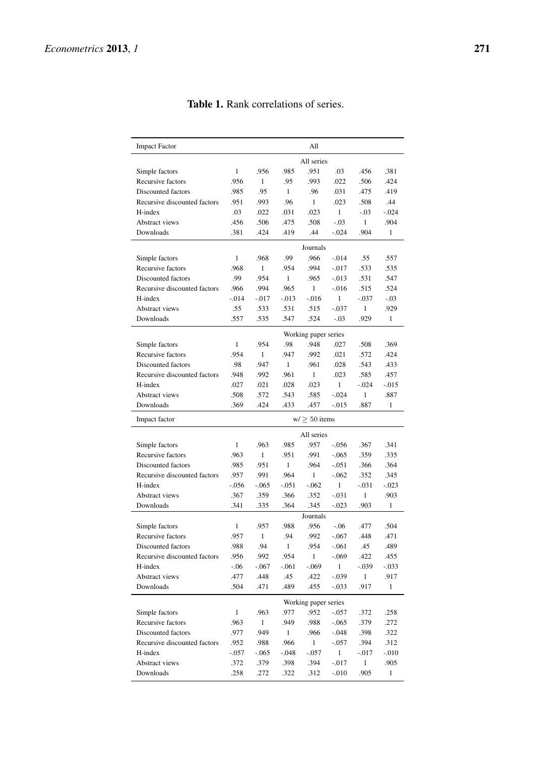**Table 1.** Rank correlations of series.

| Impact Factor | All | | | | | | |
|---|---|---|---|---|---|---|---|
| | All series | | | | | | |
| Simple factors | 1 | .956 | .985 | .951 | .03 | .456 | .381 |
| Recursive factors | .956 | 1 | .95 | .993 | .022 | .506 | .424 |
| Discounted factors | .985 | .95 | 1 | .96 | .031 | .475 | .419 |
| Recursive discounted factors | .951 | .993 | .96 | 1 | .023 | .508 | .44 |
| H-index | .03 | .022 | .031 | .023 | 1 | -.03 | -.024 |
| Abstract views | .456 | .506 | .475 | .508 | -.03 | 1 | .904 |
| Downloads | .381 | .424 | .419 | .44 | -.024 | .904 | 1 |
| | Journals | | | | | | |
| Simple factors | 1 | .968 | .99 | .966 | -.014 | .55 | .557 |
| Recursive factors | .968 | 1 | .954 | .994 | -.017 | .533 | .535 |
| Discounted factors | .99 | .954 | 1 | .965 | -.013 | .531 | .547 |
| Recursive discounted factors | .966 | .994 | .965 | 1 | -.016 | .515 | .524 |
| H-index | -.014 | -.017 | -.013 | -.016 | 1 | -.037 | -.03 |
| Abstract views | .55 | .533 | .531 | .515 | -.037 | 1 | .929 |
| Downloads | .557 | .535 | .547 | .524 | -.03 | .929 | 1 |
| | Working paper series | | | | | | |
| Simple factors | 1 | .954 | .98 | .948 | .027 | .508 | .369 |
| Recursive factors | .954 | 1 | .947 | .992 | .021 | .572 | .424 |
| Discounted factors | .98 | .947 | 1 | .961 | .028 | .543 | .433 |
| Recursive discounted factors | .948 | .992 | .961 | 1 | .023 | .585 | .457 |
| H-index | .027 | .021 | .028 | .023 | 1 | -.024 | -.015 |
| Abstract views | .508 | .572 | .543 | .585 | -.024 | 1 | .887 |
| Downloads | .369 | .424 | .433 | .457 | -.015 | .887 | 1 |
| Impact factor | w/ $\geq$ 50 items | | | | | | |
| | All series | | | | | | |
| Simple factors | 1 | .963 | .985 | .957 | -.056 | .367 | .341 |
| Recursive factors | .963 | 1 | .951 | .991 | -.065 | .359 | .335 |
| Discounted factors | .985 | .951 | 1 | .964 | -.051 | .366 | .364 |
| Recursive discounted factors | .957 | .991 | .964 | 1 | -.062 | .352 | .345 |
| H-index | -.056 | -.065 | -.051 | -.062 | 1 | -.031 | -.023 |
| Abstract views | .367 | .359 | .366 | .352 | -.031 | 1 | .903 |
| Downloads | .341 | .335 | .364 | .345 | -.023 | .903 | 1 |
| | Journals | | | | | | |
| Simple factors | 1 | .957 | .988 | .956 | -.06 | .477 | .504 |
| Recursive factors | .957 | 1 | .94 | .992 | -.067 | .448 | .471 |
| Discounted factors | .988 | .94 | 1 | .954 | -.061 | .45 | .489 |
| Recursive discounted factors | .956 | .992 | .954 | 1 | -.069 | .422 | .455 |
| H-index | -.06 | -.067 | -.061 | -.069 | 1 | -.039 | -.033 |
| Abstract views | .477 | .448 | .45 | .422 | -.039 | 1 | .917 |
| Downloads | .504 | .471 | .489 | .455 | -.033 | .917 | 1 |
| | Working paper series | | | | | | |
| Simple factors | 1 | .963 | .977 | .952 | -.057 | .372 | .258 |
| Recursive factors | .963 | 1 | .949 | .988 | -.065 | .379 | .272 |
| Discounted factors | .977 | .949 | 1 | .966 | -.048 | .398 | .322 |
| Recursive discounted factors | .952 | .988 | .966 | 1 | -.057 | .394 | .312 |
| H-index | -.057 | -.065 | -.048 | -.057 | 1 | -.017 | -.010 |
| Abstract views | .372 | .379 | .398 | .394 | -.017 | 1 | .905 |
| Downloads | .258 | .272 | .322 | .312 | -.010 | .905 | 1 |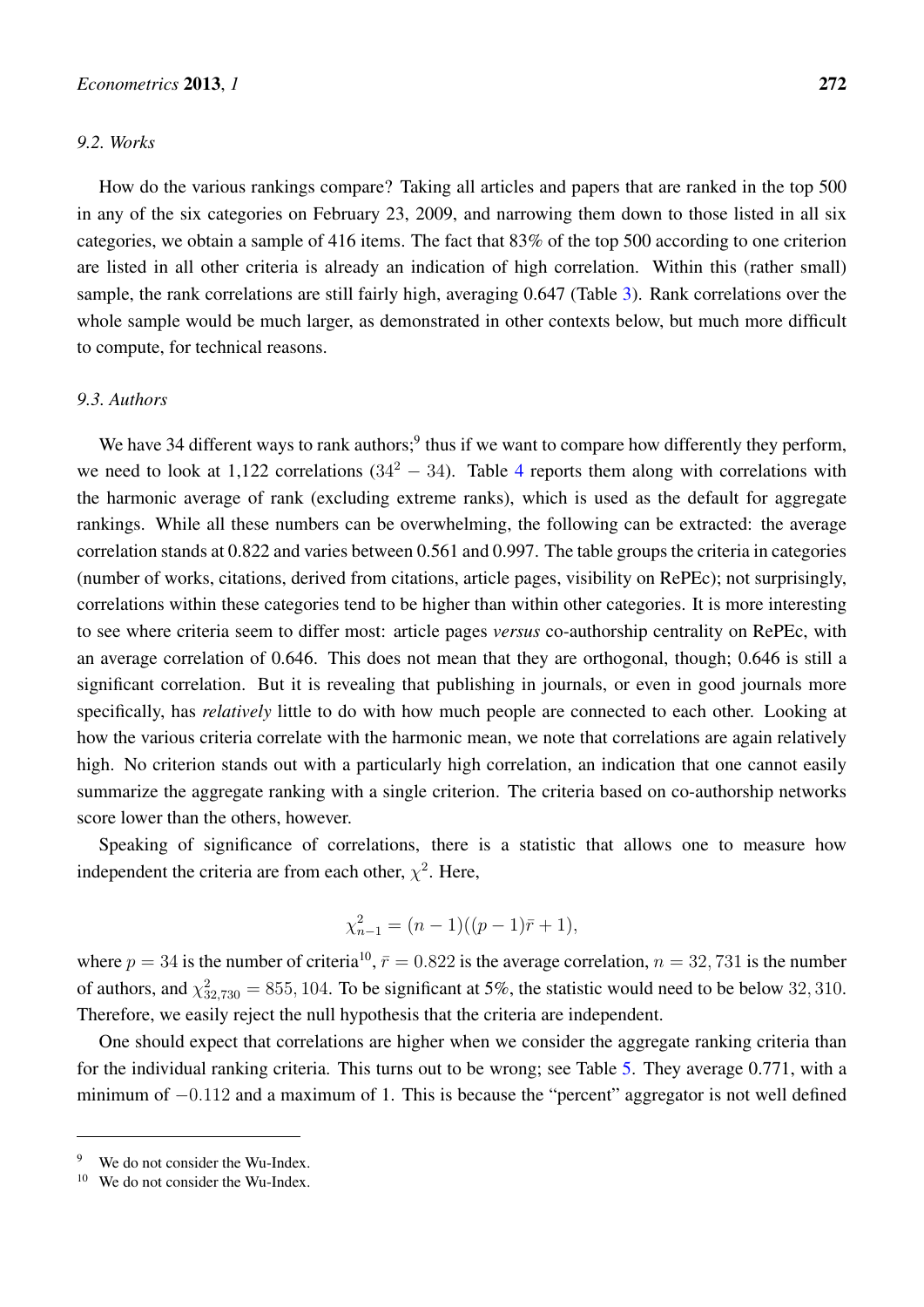### 9.2. Works

How do the various rankings compare? Taking all articles and papers that are ranked in the top 500 in any of the six categories on February 23, 2009, and narrowing them down to those listed in all six categories, we obtain a sample of 416 items. The fact that 83% of the top 500 according to one criterion are listed in all other criteria is already an indication of high correlation. Within this (rather small) sample, the rank correlations are still fairly high, averaging 0.647 (Table 3). Rank correlations over the whole sample would be much larger, as demonstrated in other contexts below, but much more difficult to compute, for technical reasons.

### 9.3. Authors

We have 34 different ways to rank authors;[9] thus if we want to compare how differently they perform, we need to look at 1,122 correlations ($34^2 - 34$). Table 4 reports them along with correlations with the harmonic average of rank (excluding extreme ranks), which is used as the default for aggregate rankings. While all these numbers can be overwhelming, the following can be extracted: the average correlation stands at 0.822 and varies between 0.561 and 0.997. The table groups the criteria in categories (number of works, citations, derived from citations, article pages, visibility on RePEc); not surprisingly, correlations within these categories tend to be higher than within other categories. It is more interesting to see where criteria seem to differ most: article pages *versus* co-authorship centrality on RePEc, with an average correlation of 0.646. This does not mean that they are orthogonal, though; 0.646 is still a significant correlation. But it is revealing that publishing in journals, or even in good journals more specifically, has *relatively* little to do with how much people are connected to each other. Looking at how the various criteria correlate with the harmonic mean, we note that correlations are again relatively high. No criterion stands out with a particularly high correlation, an indication that one cannot easily summarize the aggregate ranking with a single criterion. The criteria based on co-authorship networks score lower than the others, however.

Speaking of significance of correlations, there is a statistic that allows one to measure how independent the criteria are from each other, $\chi^2$. Here,

$$\chi^2_{n-1} = (n-1)((p-1)\bar{r}+1),$$

where $p = 34$ is the number of criteria[10], $\bar{r} = 0.822$ is the average correlation, $n = 32,731$ is the number of authors, and $\chi^2_{32,730} = 855,104$. To be significant at 5%, the statistic would need to be below $32,310$. Therefore, we easily reject the null hypothesis that the criteria are independent.

One should expect that correlations are higher when we consider the aggregate ranking criteria than for the individual ranking criteria. This turns out to be wrong; see Table 5. They average 0.771, with a minimum of $-0.112$ and a maximum of 1. This is because the "percent" aggregator is not well defined

---

[9] We do not consider the Wu-Index.

[10] We do not consider the Wu-Index.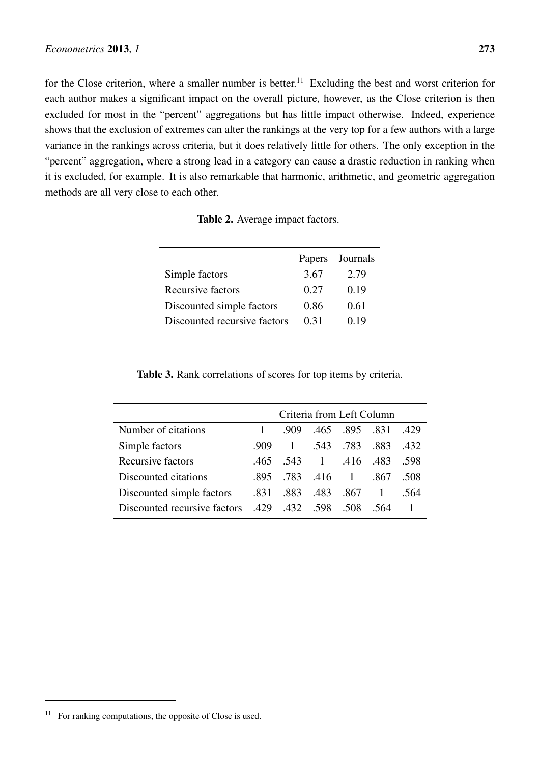for the Close criterion, where a smaller number is better.[11] Excluding the best and worst criterion for each author makes a significant impact on the overall picture, however, as the Close criterion is then excluded for most in the "percent" aggregations but has little impact otherwise. Indeed, experience shows that the exclusion of extremes can alter the rankings at the very top for a few authors with a large variance in the rankings across criteria, but it does relatively little for others. The only exception in the "percent" aggregation, where a strong lead in a category can cause a drastic reduction in ranking when it is excluded, for example. It is also remarkable that harmonic, arithmetic, and geometric aggregation methods are all very close to each other.

**Table 2.** Average impact factors.

| | Papers | Journals |
|---|---|---|
| Simple factors | 3.67 | 2.79 |
| Recursive factors | 0.27 | 0.19 |
| Discounted simple factors | 0.86 | 0.61 |
| Discounted recursive factors | 0.31 | 0.19 |

**Table 3.** Rank correlations of scores for top items by criteria.

| | Criteria from Left Column | | | | | |
|---|---|---|---|---|---|---|
| Number of citations | 1 | .909 | .465 | .895 | .831 | .429 |
| Simple factors | .909 | 1 | .543 | .783 | .883 | .432 |
| Recursive factors | .465 | .543 | 1 | .416 | .483 | .598 |
| Discounted citations | .895 | .783 | .416 | 1 | .867 | .508 |
| Discounted simple factors | .831 | .883 | .483 | .867 | 1 | .564 |
| Discounted recursive factors | .429 | .432 | .598 | .508 | .564 | 1 |

[11] For ranking computations, the opposite of Close is used.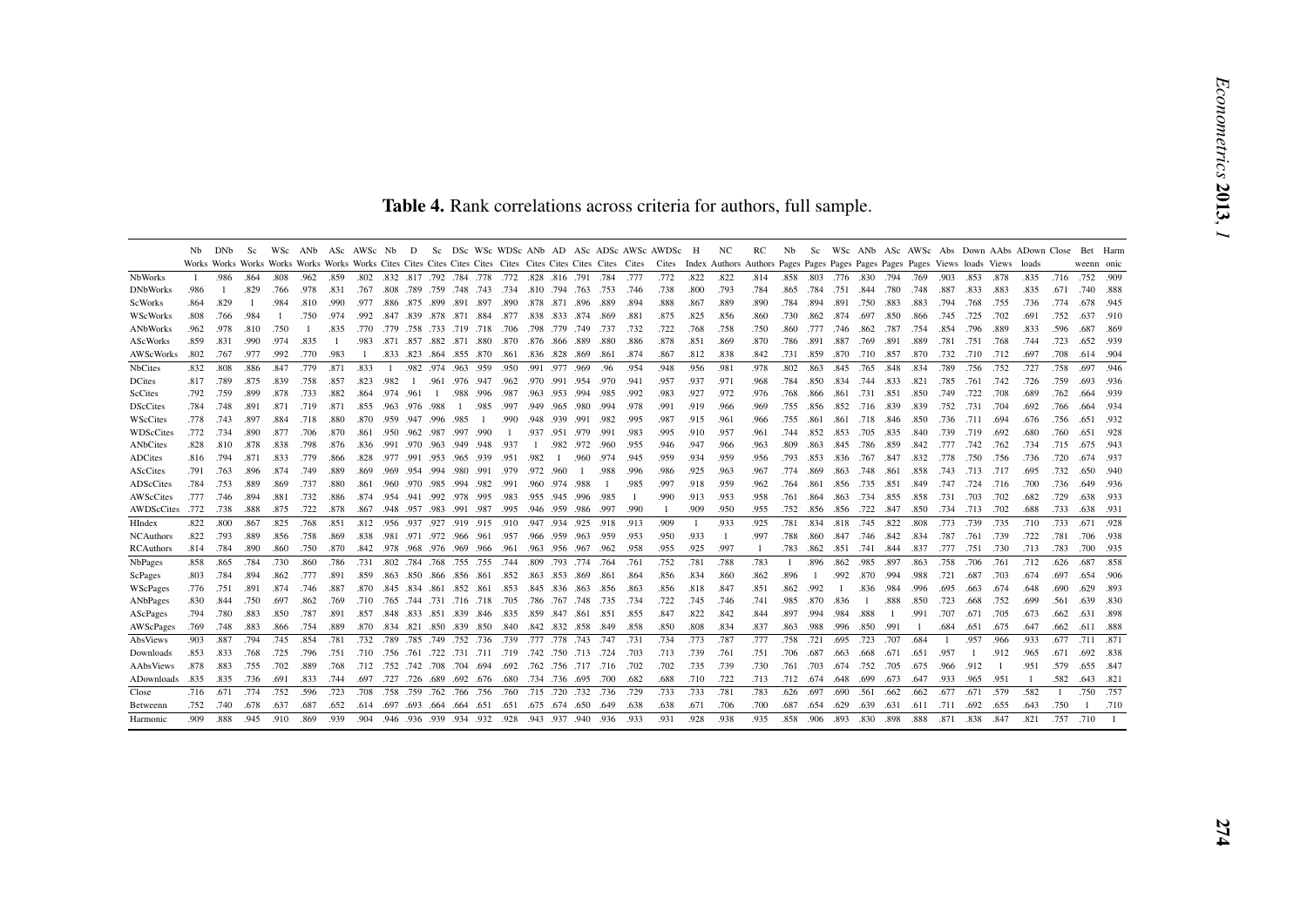**Table 4.** Rank correlations across criteria for authors, full sample.

| | Nb Works | DNb Works | Sc Works | WSc Works | ANb Works | ASc Works | AWSc Works | Nb Cites | D Cites | Sc Cites | DSc Cites | WSc Cites | WDSc Cites | ANb Cites | AD Cites | ASc Cites | ADSc Cites | AWSc Cites | AWDSc Cites | H Index | NC Authors | RC Authors | Nb Pages | Sc Pages | WSc Pages | ANb Pages | ASc Pages | AWSc Pages | Abs Views | Down loads | AAbs Views | ADown loads | Close | Bet weenn | Harm onic |
|---|---|---|---|---|---|---|---|---|---|---|---|---|---|---|---|---|---|---|---|---|---|---|---|---|---|---|---|---|---|---|---|---|---|---|---|
| NbWorks | 1 | .986 | .864 | .808 | .962 | .859 | .802 | .832 | .817 | .792 | .784 | .778 | .772 | .828 | .816 | .791 | .784 | .777 | .772 | .822 | .822 | .814 | .858 | .803 | .776 | .830 | .794 | .769 | .903 | .853 | .878 | .835 | .716 | .752 | .909 |
| DNbWorks | .986 | 1 | .829 | .766 | .978 | .831 | .767 | .808 | .789 | .759 | .748 | .743 | .734 | .810 | .794 | .763 | .753 | .746 | .738 | .800 | .793 | .784 | .865 | .784 | .751 | .844 | .780 | .748 | .887 | .833 | .883 | .835 | .671 | .740 | .888 |
| ScWorks | .864 | .829 | 1 | .984 | .810 | .990 | .977 | .886 | .875 | .899 | .891 | .897 | .890 | .878 | .871 | .896 | .889 | .894 | .888 | .867 | .889 | .890 | .784 | .894 | .891 | .750 | .883 | .883 | .794 | .768 | .755 | .736 | .774 | .678 | .945 |
| WScWorks | .808 | .766 | .984 | 1 | .750 | .974 | .992 | .847 | .839 | .878 | .871 | .884 | .877 | .838 | .833 | .874 | .869 | .881 | .875 | .825 | .856 | .860 | .730 | .862 | .874 | .697 | .850 | .866 | .745 | .725 | .702 | .691 | .752 | .637 | .910 |
| ANbWorks | .962 | .978 | .810 | .750 | 1 | .835 | .770 | .779 | .758 | .733 | .719 | .718 | .706 | .798 | .779 | .749 | .737 | .732 | .722 | .768 | .758 | .750 | .860 | .777 | .746 | .862 | .787 | .754 | .854 | .796 | .889 | .833 | .596 | .687 | .869 |
| AScWorks | .859 | .831 | .990 | .974 | .835 | 1 | .983 | .871 | .857 | .882 | .871 | .880 | .870 | .876 | .866 | .889 | .880 | .886 | .878 | .851 | .869 | .870 | .786 | .891 | .887 | .769 | .891 | .889 | .781 | .751 | .768 | .744 | .723 | .652 | .939 |
| AWScWorks | .802 | .767 | .977 | .992 | .770 | .983 | 1 | .833 | .823 | .864 | .855 | .870 | .861 | .836 | .828 | .869 | .861 | .874 | .867 | .812 | .838 | .842 | .731 | .859 | .870 | .710 | .857 | .870 | .732 | .710 | .712 | .697 | .708 | .614 | .904 |
| NbCites | .832 | .808 | .886 | .847 | .779 | .871 | .833 | 1 | .982 | .974 | .963 | .959 | .950 | .991 | .977 | .969 | .96 | .954 | .948 | .956 | .981 | .978 | .802 | .863 | .845 | .765 | .848 | .834 | .789 | .756 | .752 | .727 | .758 | .697 | .946 |
| DCites | .817 | .789 | .875 | .839 | .758 | .857 | .823 | .982 | 1 | .961 | .976 | .947 | .962 | .970 | .991 | .954 | .970 | .941 | .957 | .937 | .971 | .968 | .784 | .850 | .834 | .744 | .833 | .821 | .785 | .761 | .742 | .726 | .759 | .693 | .936 |
| ScCites | .792 | .759 | .899 | .878 | .733 | .882 | .864 | .974 | .961 | 1 | .988 | .996 | .987 | .963 | .953 | .994 | .985 | .992 | .983 | .927 | .972 | .976 | .768 | .866 | .861 | .731 | .851 | .850 | .749 | .722 | .708 | .689 | .762 | .664 | .939 |
| DScCites | .784 | .748 | .891 | .871 | .719 | .871 | .855 | .963 | .976 | .988 | 1 | .985 | .997 | .949 | .965 | .980 | .994 | .978 | .991 | .919 | .966 | .969 | .755 | .856 | .852 | .716 | .839 | .839 | .752 | .731 | .704 | .692 | .766 | .664 | .934 |
| WScCites | .778 | .743 | .897 | .884 | .718 | .880 | .870 | .959 | .947 | .996 | .985 | 1 | .990 | .948 | .939 | .991 | .982 | .995 | .987 | .915 | .961 | .966 | .755 | .861 | .861 | .718 | .846 | .850 | .736 | .711 | .694 | .676 | .756 | .651 | .932 |
| WDScCites | .772 | .734 | .890 | .877 | .706 | .870 | .861 | .950 | .962 | .987 | .997 | .990 | 1 | .937 | .951 | .979 | .991 | .983 | .995 | .910 | .957 | .961 | .744 | .852 | .853 | .705 | .835 | .840 | .739 | .719 | .692 | .680 | .760 | .651 | .928 |
| ANbCites | .828 | .810 | .878 | .838 | .798 | .876 | .836 | .991 | .970 | .963 | .949 | .948 | .937 | 1 | .982 | .972 | .960 | .955 | .946 | .947 | .966 | .963 | .809 | .863 | .845 | .786 | .859 | .842 | .777 | .742 | .762 | .734 | .715 | .675 | .943 |
| ADCites | .816 | .794 | .871 | .833 | .779 | .866 | .828 | .977 | .991 | .953 | .965 | .939 | .951 | .982 | 1 | .960 | .974 | .945 | .959 | .934 | .959 | .956 | .793 | .853 | .836 | .767 | .847 | .832 | .778 | .750 | .756 | .736 | .720 | .674 | .937 |
| AScCites | .791 | .763 | .896 | .874 | .749 | .889 | .869 | .969 | .954 | .994 | .980 | .991 | .979 | .972 | .960 | 1 | .988 | .996 | .986 | .925 | .963 | .967 | .774 | .869 | .863 | .748 | .861 | .858 | .743 | .713 | .717 | .695 | .732 | .650 | .940 |
| ADScCites | .784 | .753 | .889 | .869 | .737 | .880 | .861 | .960 | .970 | .985 | .994 | .982 | .991 | .960 | .974 | .988 | 1 | .985 | .997 | .918 | .959 | .962 | .764 | .861 | .856 | .735 | .851 | .849 | .747 | .724 | .716 | .700 | .736 | .649 | .936 |
| AWScCites | .777 | .746 | .894 | .881 | .732 | .886 | .874 | .954 | .941 | .992 | .978 | .995 | .983 | .955 | .945 | .996 | .985 | 1 | .990 | .913 | .953 | .958 | .761 | .864 | .863 | .734 | .855 | .858 | .731 | .703 | .702 | .682 | .729 | .638 | .933 |
| AWDScCites | .772 | .738 | .888 | .875 | .722 | .878 | .867 | .948 | .957 | .983 | .991 | .987 | .995 | .946 | .959 | .986 | .997 | .990 | 1 | .909 | .950 | .955 | .752 | .856 | .856 | .722 | .847 | .850 | .734 | .713 | .702 | .688 | .733 | .638 | .931 |
| HIndex | .822 | .800 | .867 | .825 | .768 | .851 | .812 | .956 | .937 | .927 | .919 | .915 | .910 | .947 | .934 | .925 | .918 | .913 | .909 | 1 | .933 | .925 | .781 | .834 | .818 | .745 | .822 | .808 | .773 | .739 | .735 | .710 | .733 | .671 | .928 |
| NCAuthors | .822 | .793 | .889 | .856 | .758 | .869 | .838 | .981 | .971 | .972 | .966 | .961 | .957 | .966 | .959 | .963 | .959 | .953 | .950 | .933 | 1 | .997 | .788 | .860 | .847 | .746 | .842 | .834 | .787 | .761 | .739 | .722 | .781 | .706 | .938 |
| RCAuthors | .814 | .784 | .890 | .860 | .750 | .870 | .842 | .978 | .968 | .976 | .969 | .966 | .961 | .963 | .956 | .967 | .962 | .958 | .955 | .925 | .997 | 1 | .783 | .862 | .851 | .741 | .844 | .837 | .777 | .751 | .730 | .713 | .783 | .700 | .935 |
| NbPages | .858 | .865 | .784 | .730 | .860 | .786 | .731 | .802 | .784 | .768 | .755 | .755 | .744 | .809 | .793 | .774 | .764 | .761 | .752 | .781 | .788 | .783 | 1 | .896 | .862 | .985 | .897 | .863 | .758 | .706 | .761 | .712 | .626 | .687 | .858 |
| ScPages | .803 | .784 | .894 | .862 | .777 | .891 | .859 | .863 | .850 | .866 | .856 | .861 | .852 | .863 | .853 | .869 | .861 | .864 | .856 | .834 | .860 | .862 | .896 | 1 | .992 | .870 | .994 | .988 | .721 | .687 | .703 | .674 | .697 | .654 | .906 |
| WScPages | .776 | .751 | .891 | .874 | .746 | .887 | .870 | .845 | .834 | .861 | .852 | .861 | .853 | .845 | .836 | .863 | .856 | .863 | .856 | .818 | .847 | .851 | .862 | .992 | 1 | .836 | .984 | .996 | .695 | .663 | .674 | .648 | .690 | .629 | .893 |
| ANbPages | .830 | .844 | .750 | .697 | .862 | .769 | .710 | .765 | .744 | .731 | .716 | .718 | .705 | .786 | .767 | .748 | .735 | .734 | .722 | .745 | .746 | .741 | .985 | .870 | .836 | 1 | .888 | .850 | .723 | .668 | .752 | .699 | .561 | .639 | .830 |
| AScPages | .794 | .780 | .883 | .850 | .787 | .891 | .857 | .848 | .833 | .851 | .839 | .846 | .835 | .859 | .847 | .861 | .851 | .855 | .847 | .822 | .842 | .844 | .897 | .994 | .984 | .888 | 1 | .991 | .707 | .671 | .705 | .673 | .662 | .631 | .898 |
| AWScPages | .769 | .748 | .883 | .866 | .754 | .889 | .870 | .834 | .821 | .850 | .839 | .850 | .840 | .842 | .832 | .858 | .849 | .858 | .850 | .808 | .834 | .837 | .863 | .988 | .996 | .850 | .991 | 1 | .684 | .651 | .675 | .647 | .662 | .611 | .888 |
| AbsViews | .903 | .887 | .794 | .745 | .854 | .781 | .732 | .789 | .785 | .749 | .752 | .736 | .739 | .777 | .778 | .743 | .747 | .731 | .734 | .773 | .787 | .777 | .758 | .721 | .695 | .723 | .707 | .684 | 1 | .957 | .966 | .933 | .677 | .711 | .871 |
| Downloads | .853 | .833 | .768 | .725 | .796 | .751 | .710 | .756 | .761 | .722 | .731 | .711 | .719 | .742 | .750 | .713 | .724 | .703 | .713 | .739 | .761 | .751 | .706 | .687 | .663 | .668 | .671 | .651 | .957 | 1 | .912 | .965 | .671 | .692 | .838 |
| AAbsViews | .878 | .883 | .755 | .702 | .889 | .768 | .712 | .752 | .742 | .708 | .704 | .694 | .692 | .762 | .756 | .717 | .716 | .702 | .702 | .735 | .739 | .730 | .761 | .703 | .674 | .752 | .705 | .675 | .966 | .912 | 1 | .951 | .579 | .655 | .847 |
| ADownloads | .835 | .835 | .736 | .691 | .833 | .744 | .697 | .727 | .726 | .689 | .692 | .676 | .680 | .734 | .736 | .695 | .700 | .682 | .688 | .710 | .722 | .713 | .712 | .674 | .648 | .699 | .673 | .647 | .933 | .965 | .951 | 1 | .582 | .643 | .821 |
| Close | .716 | .671 | .774 | .752 | .596 | .723 | .708 | .758 | .759 | .762 | .766 | .756 | .760 | .715 | .720 | .732 | .736 | .729 | .733 | .733 | .781 | .783 | .626 | .697 | .690 | .561 | .662 | .662 | .677 | .671 | .579 | .582 | 1 | .750 | .757 |
| Betweenn | .752 | .740 | .678 | .637 | .687 | .652 | .614 | .697 | .693 | .664 | .664 | .651 | .651 | .675 | .674 | .650 | .649 | .638 | .638 | .671 | .706 | .700 | .687 | .654 | .629 | .639 | .631 | .611 | .711 | .692 | .655 | .643 | .750 | 1 | .710 |
| Harmonic | .909 | .888 | .945 | .910 | .869 | .939 | .904 | .946 | .936 | .939 | .934 | .932 | .928 | .943 | .937 | .940 | .936 | .933 | .931 | .928 | .938 | .935 | .858 | .906 | .893 | .830 | .898 | .888 | .871 | .838 | .847 | .821 | .757 | .710 | 1 |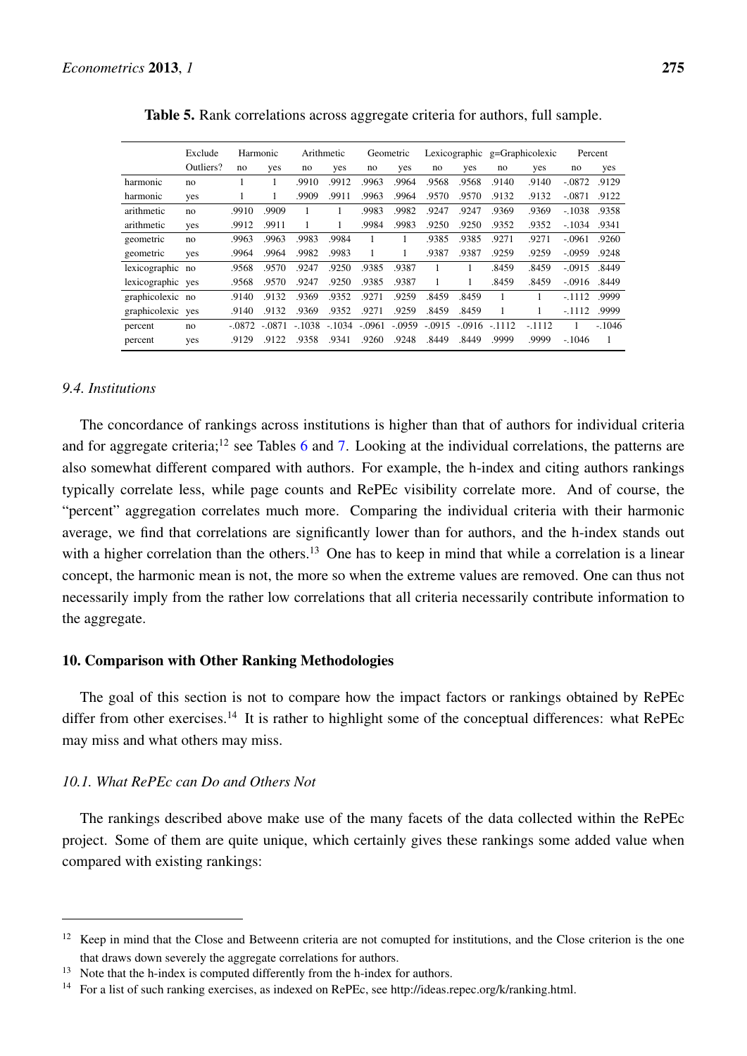**Table 5.** Rank correlations across aggregate criteria for authors, full sample.

| | Exclude | Harmonic | | Arithmetic | | Geometric | | Lexicographic | | g=Graphicolexic | | Percent | |
|---|---|---|---|---|---|---|---|---|---|---|---|---|---|
| | Outliers? | no | yes | no | yes | no | yes | no | yes | no | yes | no | yes |
| harmonic | no | 1 | 1 | .9910 | .9912 | .9963 | .9964 | .9568 | .9568 | .9140 | .9140 | -.0872 | .9129 |
| harmonic | yes | 1 | 1 | .9909 | .9911 | .9963 | .9964 | .9570 | .9570 | .9132 | .9132 | -.0871 | .9122 |
| arithmetic | no | .9910 | .9909 | 1 | 1 | .9983 | .9982 | .9247 | .9247 | .9369 | .9369 | -.1038 | .9358 |
| arithmetic | yes | .9912 | .9911 | 1 | 1 | .9984 | .9983 | .9250 | .9250 | .9352 | .9352 | -.1034 | .9341 |
| geometric | no | .9963 | .9963 | .9983 | .9984 | 1 | 1 | .9385 | .9385 | .9271 | .9271 | -.0961 | .9260 |
| geometric | yes | .9964 | .9964 | .9982 | .9983 | 1 | 1 | .9387 | .9387 | .9259 | .9259 | -.0959 | .9248 |
| lexicographic | no | .9568 | .9570 | .9247 | .9250 | .9385 | .9387 | 1 | 1 | .8459 | .8459 | -.0915 | .8449 |
| lexicographic | yes | .9568 | .9570 | .9247 | .9250 | .9385 | .9387 | 1 | 1 | .8459 | .8459 | -.0916 | .8449 |
| graphicolexic | no | .9140 | .9132 | .9369 | .9352 | .9271 | .9259 | .8459 | .8459 | 1 | 1 | -.1112 | .9999 |
| graphicolexic | yes | .9140 | .9132 | .9369 | .9352 | .9271 | .9259 | .8459 | .8459 | 1 | 1 | -.1112 | .9999 |
| percent | no | -.0872 | -.0871 | -.1038 | -.1034 | -.0961 | -.0959 | -.0915 | -.0916 | -.1112 | -.1112 | 1 | -.1046 |
| percent | yes | .9129 | .9122 | .9358 | .9341 | .9260 | .9248 | .8449 | .8449 | .9999 | .9999 | -.1046 | 1 |

### *9.4. Institutions*

The concordance of rankings across institutions is higher than that of authors for individual criteria and for aggregate criteria;[12] see Tables 6 and 7. Looking at the individual correlations, the patterns are also somewhat different compared with authors. For example, the h-index and citing authors rankings typically correlate less, while page counts and RePEc visibility correlate more. And of course, the "percent" aggregation correlates much more. Comparing the individual criteria with their harmonic average, we find that correlations are significantly lower than for authors, and the h-index stands out with a higher correlation than the others.[13] One has to keep in mind that while a correlation is a linear concept, the harmonic mean is not, the more so when the extreme values are removed. One can thus not necessarily imply from the rather low correlations that all criteria necessarily contribute information to the aggregate.

## 10. Comparison with Other Ranking Methodologies

The goal of this section is not to compare how the impact factors or rankings obtained by RePEc differ from other exercises.[14] It is rather to highlight some of the conceptual differences: what RePEc may miss and what others may miss.

### *10.1. What RePEc can Do and Others Not*

The rankings described above make use of the many facets of the data collected within the RePEc project. Some of them are quite unique, which certainly gives these rankings some added value when compared with existing rankings:

---

[12] Keep in mind that the Close and Betweenn criteria are not comupted for institutions, and the Close criterion is the one that draws down severely the aggregate correlations for authors.

[13] Note that the h-index is computed differently from the h-index for authors.

[14] For a list of such ranking exercises, as indexed on RePEc, see http://ideas.repec.org/k/ranking.html.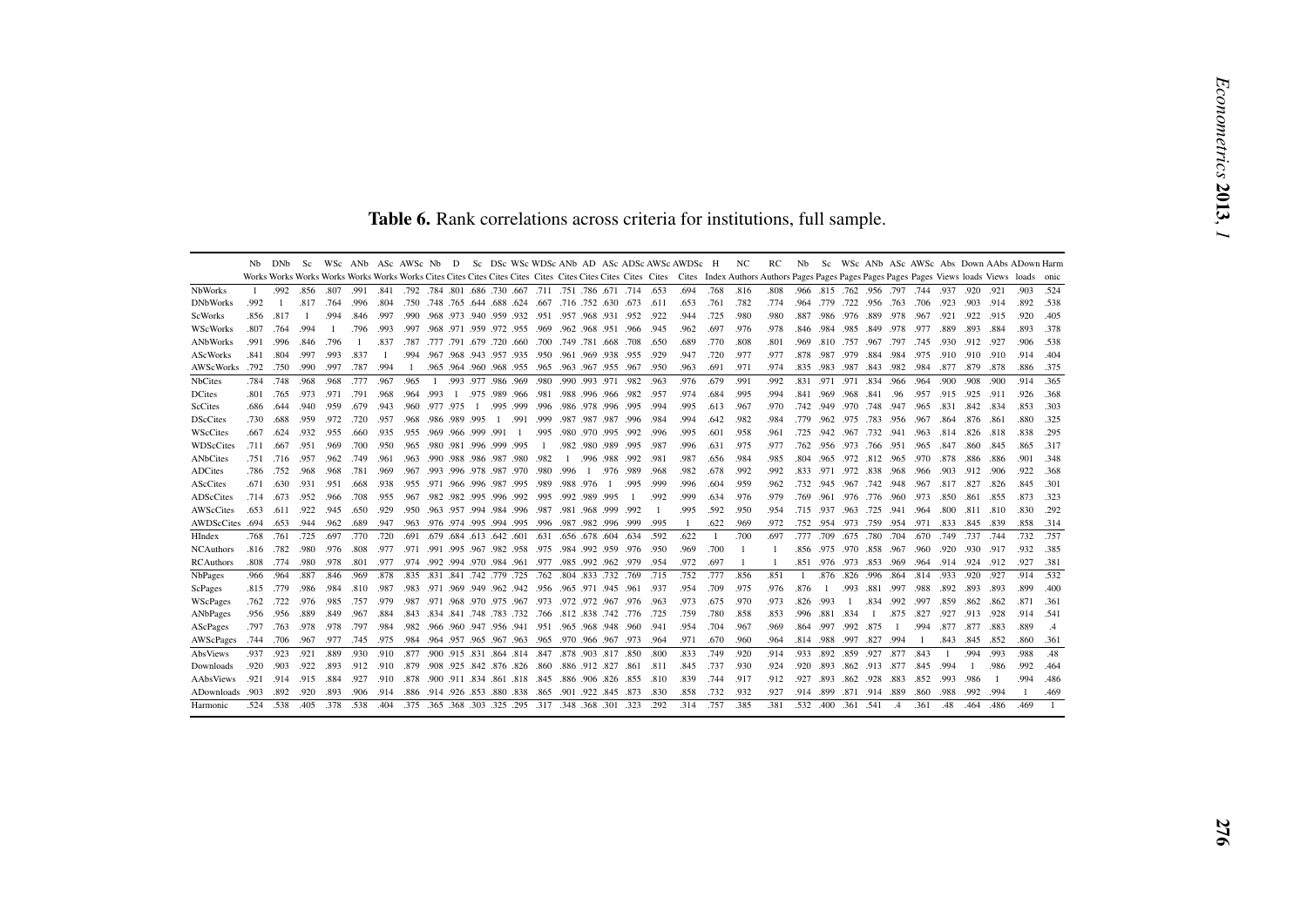**Table 6.** Rank correlations across criteria for institutions, full sample.

| | Nb Works | DNb Works | Sc Works | WSc Works | ANb Works | ASc Works | AWSc Works | Nb Cites | D Cites | Sc Cites | DSc Cites | WSc Cites | WDSc Cites | ANb Cites | AD Cites | ASc Cites | ADSc Cites | AWSc Cites | AWDSc Cites | H Index | NC Authors | RC Authors | Nb Pages | Sc Pages | WSc Pages | ANb Pages | ASc Pages | AWSc Pages | Abs Views | Down loads | AAbs Views | ADown loads | Harm onic |
|---|---|---|---|---|---|---|---|---|---|---|---|---|---|---|---|---|---|---|---|---|---|---|---|---|---|---|---|---|---|---|---|---|---|
| NbWorks | 1 | .992 | .856 | .807 | .991 | .841 | .792 | .784 | .801 | .686 | .730 | .667 | .711 | .751 | .786 | .671 | .714 | .653 | .694 | .768 | .816 | .808 | .966 | .815 | .762 | .956 | .797 | .744 | .937 | .920 | .921 | .903 | .524 |
| DNbWorks | .992 | 1 | .817 | .764 | .996 | .804 | .750 | .748 | .765 | .644 | .688 | .624 | .667 | .716 | .752 | .630 | .673 | .611 | .653 | .761 | .782 | .774 | .964 | .779 | .722 | .956 | .763 | .706 | .923 | .903 | .914 | .892 | .538 |
| ScWorks | .856 | .817 | 1 | .994 | .846 | .997 | .990 | .968 | .973 | .940 | .959 | .932 | .951 | .957 | .968 | .931 | .952 | .922 | .944 | .725 | .980 | .980 | .887 | .986 | .976 | .889 | .978 | .967 | .921 | .922 | .915 | .920 | .405 |
| WScWorks | .807 | .764 | .994 | 1 | .796 | .993 | .997 | .968 | .971 | .959 | .972 | .955 | .969 | .962 | .968 | .951 | .966 | .945 | .962 | .697 | .976 | .978 | .846 | .984 | .985 | .849 | .978 | .977 | .889 | .893 | .884 | .893 | .378 |
| ANbWorks | .991 | .996 | .846 | .796 | 1 | .837 | .787 | .777 | .791 | .679 | .720 | .660 | .700 | .749 | .781 | .668 | .708 | .650 | .689 | .770 | .808 | .801 | .969 | .810 | .757 | .967 | .797 | .745 | .930 | .912 | .927 | .906 | .538 |
| AScWorks | .841 | .804 | .997 | .993 | .837 | 1 | .994 | .967 | .968 | .943 | .957 | .935 | .950 | .961 | .969 | .938 | .955 | .929 | .947 | .720 | .977 | .977 | .878 | .987 | .979 | .884 | .984 | .975 | .910 | .910 | .910 | .914 | .404 |
| AWScWorks | .792 | .750 | .990 | .997 | .787 | .994 | 1 | .965 | .964 | .960 | .968 | .955 | .965 | .963 | .967 | .955 | .967 | .950 | .963 | .691 | .971 | .974 | .835 | .983 | .987 | .843 | .982 | .984 | .877 | .879 | .878 | .886 | .375 |
| NbCites | .784 | .748 | .968 | .968 | .777 | .967 | .965 | 1 | .993 | .977 | .986 | .969 | .980 | .990 | .993 | .971 | .982 | .963 | .976 | .679 | .991 | .992 | .831 | .971 | .971 | .834 | .966 | .964 | .900 | .908 | .900 | .914 | .365 |
| DCites | .801 | .765 | .973 | .971 | .791 | .968 | .964 | .993 | 1 | .975 | .989 | .966 | .981 | .988 | .996 | .966 | .982 | .957 | .974 | .684 | .995 | .994 | .841 | .969 | .968 | .841 | .96 | .957 | .915 | .925 | .911 | .926 | .368 |
| ScCites | .686 | .644 | .940 | .959 | .679 | .943 | .960 | .977 | .975 | 1 | .995 | .999 | .996 | .986 | .978 | .996 | .995 | .994 | .995 | .613 | .967 | .970 | .742 | .949 | .970 | .748 | .947 | .965 | .831 | .842 | .834 | .853 | .303 |
| DScCites | .730 | .688 | .959 | .972 | .720 | .957 | .968 | .986 | .989 | .995 | 1 | .991 | .999 | .987 | .987 | .987 | .996 | .984 | .994 | .642 | .982 | .984 | .779 | .962 | .975 | .783 | .956 | .967 | .864 | .876 | .861 | .880 | .325 |
| WScCites | .667 | .624 | .932 | .955 | .660 | .935 | .955 | .969 | .966 | .999 | .991 | 1 | .995 | .980 | .970 | .995 | .992 | .996 | .995 | .601 | .958 | .961 | .725 | .942 | .967 | .732 | .941 | .963 | .814 | .826 | .818 | .838 | .295 |
| WDScCites | .711 | .667 | .951 | .969 | .700 | .950 | .965 | .980 | .981 | .996 | .999 | .995 | 1 | .982 | .980 | .989 | .995 | .987 | .996 | .631 | .975 | .977 | .762 | .956 | .973 | .766 | .951 | .965 | .847 | .860 | .845 | .865 | .317 |
| ANbCites | .751 | .716 | .957 | .962 | .749 | .961 | .963 | .990 | .988 | .986 | .987 | .980 | .982 | 1 | .996 | .988 | .992 | .981 | .987 | .656 | .984 | .985 | .804 | .965 | .972 | .812 | .965 | .970 | .878 | .886 | .886 | .901 | .348 |
| ADCites | .786 | .752 | .968 | .968 | .781 | .969 | .967 | .993 | .996 | .978 | .987 | .970 | .980 | .996 | 1 | .976 | .989 | .968 | .982 | .678 | .992 | .992 | .833 | .971 | .972 | .838 | .968 | .966 | .903 | .912 | .906 | .922 | .368 |
| AScCites | .671 | .630 | .931 | .951 | .668 | .938 | .955 | .971 | .966 | .996 | .987 | .995 | .989 | .988 | .976 | 1 | .995 | .999 | .996 | .604 | .959 | .962 | .732 | .945 | .967 | .742 | .948 | .967 | .817 | .827 | .826 | .845 | .301 |
| ADScCites | .714 | .673 | .952 | .966 | .708 | .955 | .967 | .982 | .982 | .995 | .996 | .992 | .995 | .992 | .989 | .995 | 1 | .992 | .999 | .634 | .976 | .979 | .769 | .961 | .976 | .776 | .960 | .973 | .850 | .861 | .855 | .873 | .323 |
| AWScCites | .653 | .611 | .922 | .945 | .650 | .929 | .950 | .963 | .957 | .994 | .984 | .996 | .987 | .981 | .968 | .999 | .992 | 1 | .995 | .592 | .950 | .954 | .715 | .937 | .963 | .725 | .941 | .964 | .800 | .811 | .810 | .830 | .292 |
| AWDScCites | .694 | .653 | .944 | .962 | .689 | .947 | .963 | .976 | .974 | .995 | .994 | .995 | .996 | .987 | .982 | .996 | .999 | .995 | 1 | .622 | .969 | .972 | .752 | .954 | .973 | .759 | .954 | .971 | .833 | .845 | .839 | .858 | .314 |
| HIndex | .768 | .761 | .725 | .697 | .770 | .720 | .691 | .679 | .684 | .613 | .642 | .601 | .631 | .656 | .678 | .604 | .634 | .592 | .622 | 1 | .700 | .697 | .777 | .709 | .675 | .780 | .704 | .670 | .749 | .737 | .744 | .732 | .757 |
| NCAuthors | .816 | .782 | .980 | .976 | .808 | .977 | .971 | .991 | .995 | .967 | .982 | .958 | .975 | .984 | .992 | .959 | .976 | .950 | .969 | .700 | 1 | 1 | .856 | .975 | .970 | .858 | .967 | .960 | .920 | .930 | .917 | .932 | .385 |
| RCAuthors | .808 | .774 | .980 | .978 | .801 | .977 | .974 | .992 | .994 | .970 | .984 | .961 | .977 | .985 | .992 | .962 | .979 | .954 | .972 | .697 | 1 | 1 | .851 | .976 | .973 | .853 | .969 | .964 | .914 | .924 | .912 | .927 | .381 |
| NbPages | .966 | .964 | .887 | .846 | .969 | .878 | .835 | .831 | .841 | .742 | .779 | .725 | .762 | .804 | .833 | .732 | .769 | .715 | .752 | .777 | .856 | .851 | 1 | .876 | .826 | .996 | .864 | .814 | .933 | .920 | .927 | .914 | .532 |
| ScPages | .815 | .779 | .986 | .984 | .810 | .987 | .983 | .971 | .969 | .949 | .962 | .942 | .956 | .965 | .971 | .945 | .961 | .937 | .954 | .709 | .975 | .976 | .876 | 1 | .993 | .881 | .997 | .988 | .892 | .893 | .893 | .899 | .400 |
| WScPages | .762 | .722 | .976 | .985 | .757 | .979 | .987 | .971 | .968 | .970 | .975 | .967 | .973 | .972 | .972 | .967 | .976 | .963 | .973 | .675 | .970 | .973 | .826 | .993 | 1 | .834 | .992 | .997 | .859 | .862 | .862 | .871 | .361 |
| ANbPages | .956 | .956 | .889 | .849 | .967 | .884 | .843 | .834 | .841 | .748 | .783 | .732 | .766 | .812 | .838 | .742 | .776 | .725 | .759 | .780 | .858 | .853 | .996 | .881 | .834 | 1 | .875 | .827 | .927 | .913 | .928 | .914 | .541 |
| AScPages | .797 | .763 | .978 | .978 | .797 | .984 | .982 | .966 | .960 | .947 | .956 | .941 | .951 | .965 | .968 | .948 | .960 | .941 | .954 | .704 | .967 | .969 | .864 | .997 | .992 | .875 | 1 | .994 | .877 | .877 | .883 | .889 | .4 |
| AWScPages | .744 | .706 | .967 | .977 | .745 | .975 | .984 | .964 | .957 | .965 | .967 | .963 | .965 | .970 | .966 | .967 | .973 | .964 | .971 | .670 | .960 | .964 | .814 | .988 | .997 | .827 | .994 | 1 | .843 | .845 | .852 | .860 | .361 |
| AbsViews | .937 | .923 | .921 | .889 | .930 | .910 | .877 | .900 | .915 | .831 | .864 | .814 | .847 | .878 | .903 | .817 | .850 | .800 | .833 | .749 | .920 | .914 | .933 | .892 | .859 | .927 | .877 | .843 | 1 | .994 | .993 | .988 | .48 |
| Downloads | .920 | .903 | .922 | .893 | .912 | .910 | .879 | .908 | .925 | .842 | .876 | .826 | .860 | .886 | .912 | .827 | .861 | .811 | .845 | .737 | .930 | .924 | .920 | .893 | .862 | .913 | .877 | .845 | .994 | 1 | .986 | .992 | .464 |
| AAbsViews | .921 | .914 | .915 | .884 | .927 | .910 | .878 | .900 | .911 | .834 | .861 | .818 | .845 | .886 | .906 | .826 | .855 | .810 | .839 | .744 | .917 | .912 | .927 | .893 | .862 | .928 | .883 | .852 | .993 | .986 | 1 | .994 | .486 |
| ADownloads | .903 | .892 | .920 | .893 | .906 | .914 | .886 | .914 | .926 | .853 | .880 | .838 | .865 | .901 | .922 | .845 | .873 | .830 | .858 | .732 | .932 | .927 | .914 | .899 | .871 | .914 | .889 | .860 | .988 | .992 | .994 | 1 | .469 |
| Harmonic | .524 | .538 | .405 | .378 | .538 | .404 | .375 | .365 | .368 | .303 | .325 | .295 | .317 | .348 | .368 | .301 | .323 | .292 | .314 | .757 | .385 | .381 | .532 | .400 | .361 | .541 | .4 | .361 | .48 | .464 | .486 | .469 | 1 |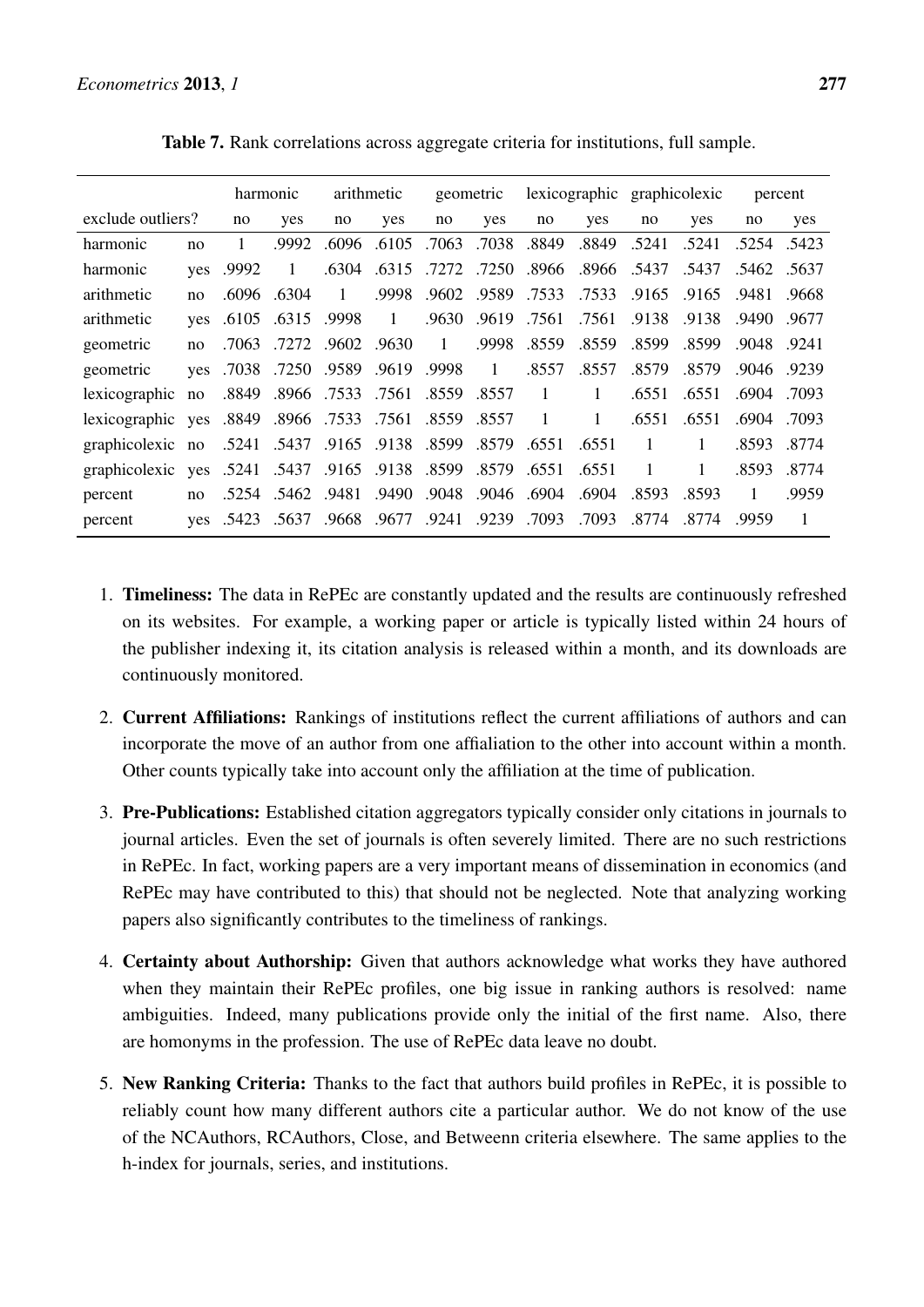**Table 7.** Rank correlations across aggregate criteria for institutions, full sample.

| | | harmonic | | arithmetic | | geometric | | lexicographic | | graphicolexic | | percent | |
|---|---|---|---|---|---|---|---|---|---|---|---|---|---|
| exclude outliers? | | no | yes | no | yes | no | yes | no | yes | no | yes | no | yes |
| harmonic | no | 1 | .9992 | .6096 | .6105 | .7063 | .7038 | .8849 | .8849 | .5241 | .5241 | .5254 | .5423 |
| harmonic | yes | .9992 | 1 | .6304 | .6315 | .7272 | .7250 | .8966 | .8966 | .5437 | .5437 | .5462 | .5637 |
| arithmetic | no | .6096 | .6304 | 1 | .9998 | .9602 | .9589 | .7533 | .7533 | .9165 | .9165 | .9481 | .9668 |
| arithmetic | yes | .6105 | .6315 | .9998 | 1 | .9630 | .9619 | .7561 | .7561 | .9138 | .9138 | .9490 | .9677 |
| geometric | no | .7063 | .7272 | .9602 | .9630 | 1 | .9998 | .8559 | .8559 | .8599 | .8599 | .9048 | .9241 |
| geometric | yes | .7038 | .7250 | .9589 | .9619 | .9998 | 1 | .8557 | .8557 | .8579 | .8579 | .9046 | .9239 |
| lexicographic | no | .8849 | .8966 | .7533 | .7561 | .8559 | .8557 | 1 | 1 | .6551 | .6551 | .6904 | .7093 |
| lexicographic | yes | .8849 | .8966 | .7533 | .7561 | .8559 | .8557 | 1 | 1 | .6551 | .6551 | .6904 | .7093 |
| graphicolexic | no | .5241 | .5437 | .9165 | .9138 | .8599 | .8579 | .6551 | .6551 | 1 | 1 | .8593 | .8774 |
| graphicolexic | yes | .5241 | .5437 | .9165 | .9138 | .8599 | .8579 | .6551 | .6551 | 1 | 1 | .8593 | .8774 |
| percent | no | .5254 | .5462 | .9481 | .9490 | .9048 | .9046 | .6904 | .6904 | .8593 | .8593 | 1 | .9959 |
| percent | yes | .5423 | .5637 | .9668 | .9677 | .9241 | .9239 | .7093 | .7093 | .8774 | .8774 | .9959 | 1 |

1. **Timeliness:** The data in RePEc are constantly updated and the results are continuously refreshed on its websites. For example, a working paper or article is typically listed within 24 hours of the publisher indexing it, its citation analysis is released within a month, and its downloads are continuously monitored.

2. **Current Affiliations:** Rankings of institutions reflect the current affiliations of authors and can incorporate the move of an author from one affialiation to the other into account within a month. Other counts typically take into account only the affiliation at the time of publication.

3. **Pre-Publications:** Established citation aggregators typically consider only citations in journals to journal articles. Even the set of journals is often severely limited. There are no such restrictions in RePEc. In fact, working papers are a very important means of dissemination in economics (and RePEc may have contributed to this) that should not be neglected. Note that analyzing working papers also significantly contributes to the timeliness of rankings.

4. **Certainty about Authorship:** Given that authors acknowledge what works they have authored when they maintain their RePEc profiles, one big issue in ranking authors is resolved: name ambiguities. Indeed, many publications provide only the initial of the first name. Also, there are homonyms in the profession. The use of RePEc data leave no doubt.

5. **New Ranking Criteria:** Thanks to the fact that authors build profiles in RePEc, it is possible to reliably count how many different authors cite a particular author. We do not know of the use of the NCAuthors, RCAuthors, Close, and Betweenn criteria elsewhere. The same applies to the h-index for journals, series, and institutions.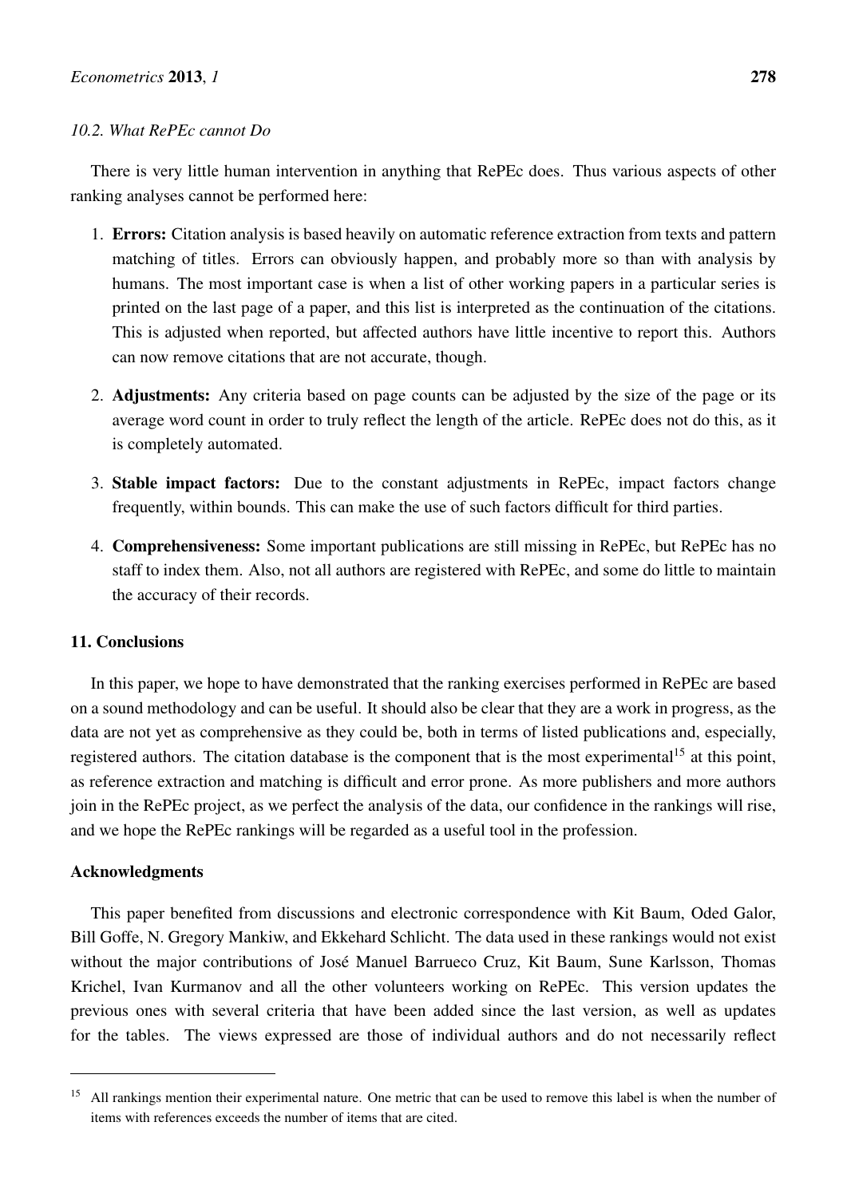### 10.2. What RePEc cannot Do

There is very little human intervention in anything that RePEc does. Thus various aspects of other ranking analyses cannot be performed here:

1. **Errors:** Citation analysis is based heavily on automatic reference extraction from texts and pattern matching of titles. Errors can obviously happen, and probably more so than with analysis by humans. The most important case is when a list of other working papers in a particular series is printed on the last page of a paper, and this list is interpreted as the continuation of the citations. This is adjusted when reported, but affected authors have little incentive to report this. Authors can now remove citations that are not accurate, though.

2. **Adjustments:** Any criteria based on page counts can be adjusted by the size of the page or its average word count in order to truly reflect the length of the article. RePEc does not do this, as it is completely automated.

3. **Stable impact factors:** Due to the constant adjustments in RePEc, impact factors change frequently, within bounds. This can make the use of such factors difficult for third parties.

4. **Comprehensiveness:** Some important publications are still missing in RePEc, but RePEc has no staff to index them. Also, not all authors are registered with RePEc, and some do little to maintain the accuracy of their records.

## 11. Conclusions

In this paper, we hope to have demonstrated that the ranking exercises performed in RePEc are based on a sound methodology and can be useful. It should also be clear that they are a work in progress, as the data are not yet as comprehensive as they could be, both in terms of listed publications and, especially, registered authors. The citation database is the component that is the most experimental[15] at this point, as reference extraction and matching is difficult and error prone. As more publishers and more authors join in the RePEc project, as we perfect the analysis of the data, our confidence in the rankings will rise, and we hope the RePEc rankings will be regarded as a useful tool in the profession.

## Acknowledgments

This paper benefited from discussions and electronic correspondence with Kit Baum, Oded Galor, Bill Goffe, N. Gregory Mankiw, and Ekkehard Schlicht. The data used in these rankings would not exist without the major contributions of José Manuel Barrueco Cruz, Kit Baum, Sune Karlsson, Thomas Krichel, Ivan Kurmanov and all the other volunteers working on RePEc. This version updates the previous ones with several criteria that have been added since the last version, as well as updates for the tables. The views expressed are those of individual authors and do not necessarily reflect

---

[15] All rankings mention their experimental nature. One metric that can be used to remove this label is when the number of items with references exceeds the number of items that are cited.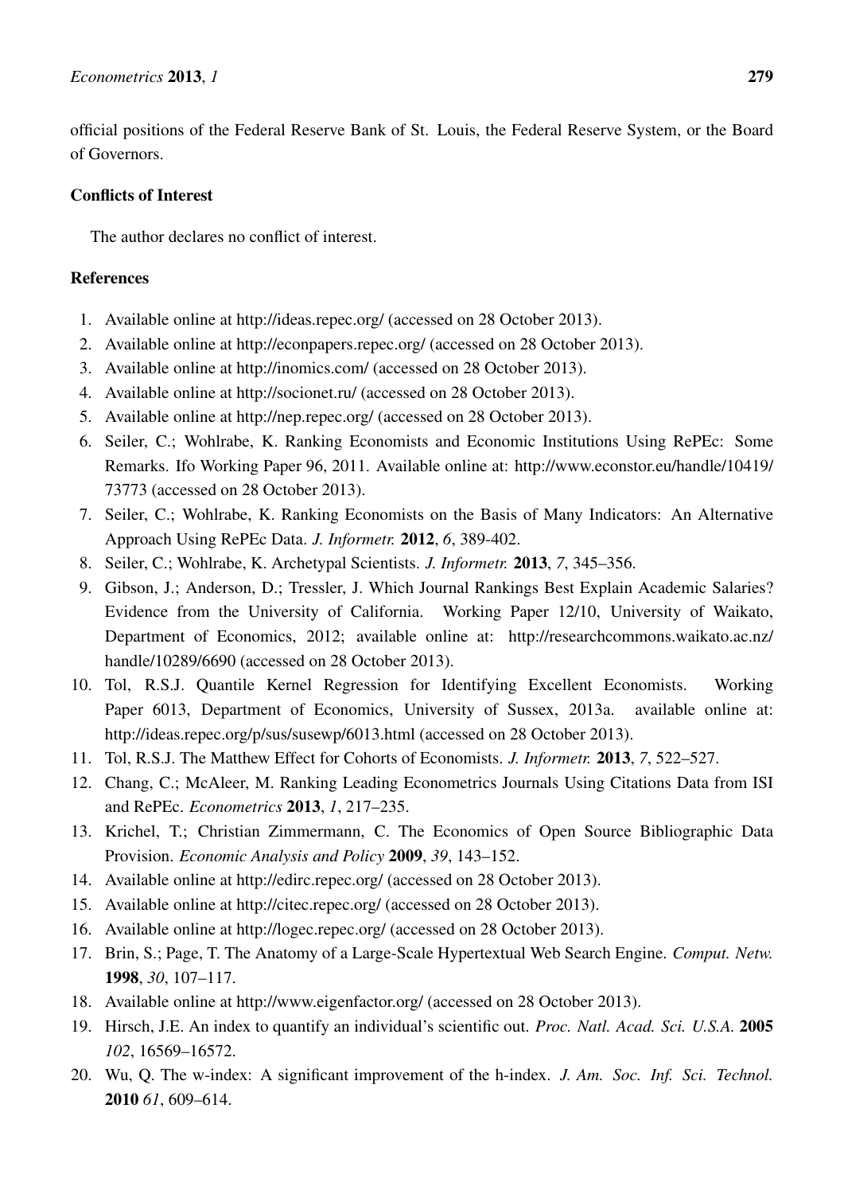official positions of the Federal Reserve Bank of St. Louis, the Federal Reserve System, or the Board of Governors.

## Conflicts of Interest

The author declares no conflict of interest.

## References

1. Available online at http://ideas.repec.org/ (accessed on 28 October 2013).
2. Available online at http://econpapers.repec.org/ (accessed on 28 October 2013).
3. Available online at http://inomics.com/ (accessed on 28 October 2013).
4. Available online at http://socionet.ru/ (accessed on 28 October 2013).
5. Available online at http://nep.repec.org/ (accessed on 28 October 2013).
6. Seiler, C.; Wohlrabe, K. Ranking Economists and Economic Institutions Using RePEc: Some Remarks. Ifo Working Paper 96, 2011. Available online at: http://www.econstor.eu/handle/10419/73773 (accessed on 28 October 2013).
7. Seiler, C.; Wohlrabe, K. Ranking Economists on the Basis of Many Indicators: An Alternative Approach Using RePEc Data. *J. Informetr.* **2012**, *6*, 389-402.
8. Seiler, C.; Wohlrabe, K. Archetypal Scientists. *J. Informetr.* **2013**, *7*, 345–356.
9. Gibson, J.; Anderson, D.; Tressler, J. Which Journal Rankings Best Explain Academic Salaries? Evidence from the University of California. Working Paper 12/10, University of Waikato, Department of Economics, 2012; available online at: http://researchcommons.waikato.ac.nz/handle/10289/6690 (accessed on 28 October 2013).
10. Tol, R.S.J. Quantile Kernel Regression for Identifying Excellent Economists. Working Paper 6013, Department of Economics, University of Sussex, 2013a. available online at: http://ideas.repec.org/p/sus/susewp/6013.html (accessed on 28 October 2013).
11. Tol, R.S.J. The Matthew Effect for Cohorts of Economists. *J. Informetr.* **2013**, *7*, 522–527.
12. Chang, C.; McAleer, M. Ranking Leading Econometrics Journals Using Citations Data from ISI and RePEc. *Econometrics* **2013**, *1*, 217–235.
13. Krichel, T.; Christian Zimmermann, C. The Economics of Open Source Bibliographic Data Provision. *Economic Analysis and Policy* **2009**, *39*, 143–152.
14. Available online at http://edirc.repec.org/ (accessed on 28 October 2013).
15. Available online at http://citec.repec.org/ (accessed on 28 October 2013).
16. Available online at http://logec.repec.org/ (accessed on 28 October 2013).
17. Brin, S.; Page, T. The Anatomy of a Large-Scale Hypertextual Web Search Engine. *Comput. Netw.* **1998**, *30*, 107–117.
18. Available online at http://www.eigenfactor.org/ (accessed on 28 October 2013).
19. Hirsch, J.E. An index to quantify an individual's scientific out. *Proc. Natl. Acad. Sci. U.S.A.* **2005** *102*, 16569–16572.
20. Wu, Q. The w-index: A significant improvement of the h-index. *J. Am. Soc. Inf. Sci. Technol.* **2010** *61*, 609–614.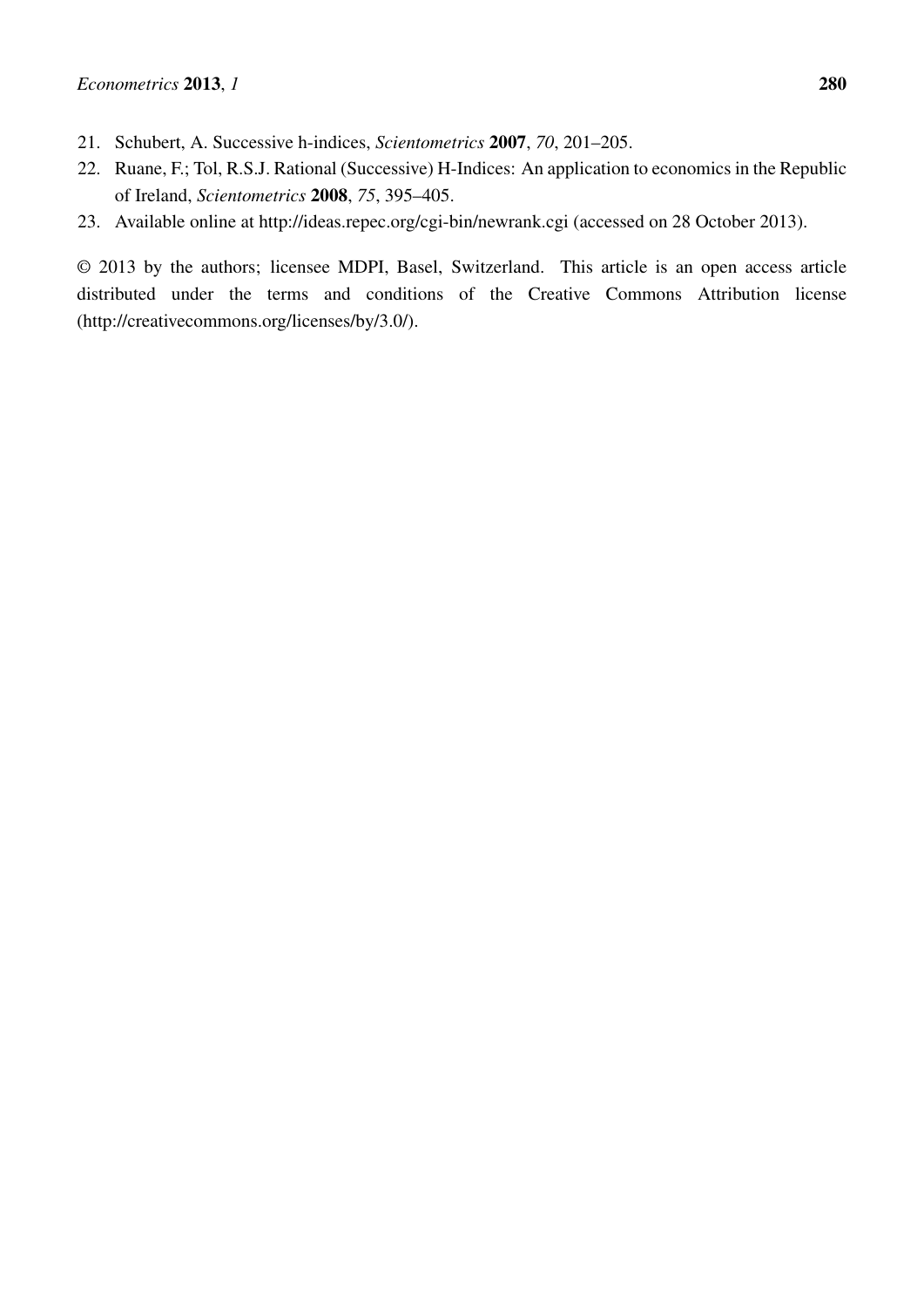21. Schubert, A. Successive h-indices, *Scientometrics* **2007**, *70*, 201–205.
22. Ruane, F.; Tol, R.S.J. Rational (Successive) H-Indices: An application to economics in the Republic of Ireland, *Scientometrics* **2008**, *75*, 395–405.
23. Available online at http://ideas.repec.org/cgi-bin/newrank.cgi (accessed on 28 October 2013).

© 2013 by the authors; licensee MDPI, Basel, Switzerland. This article is an open access article distributed under the terms and conditions of the Creative Commons Attribution license (http://creativecommons.org/licenses/by/3.0/).